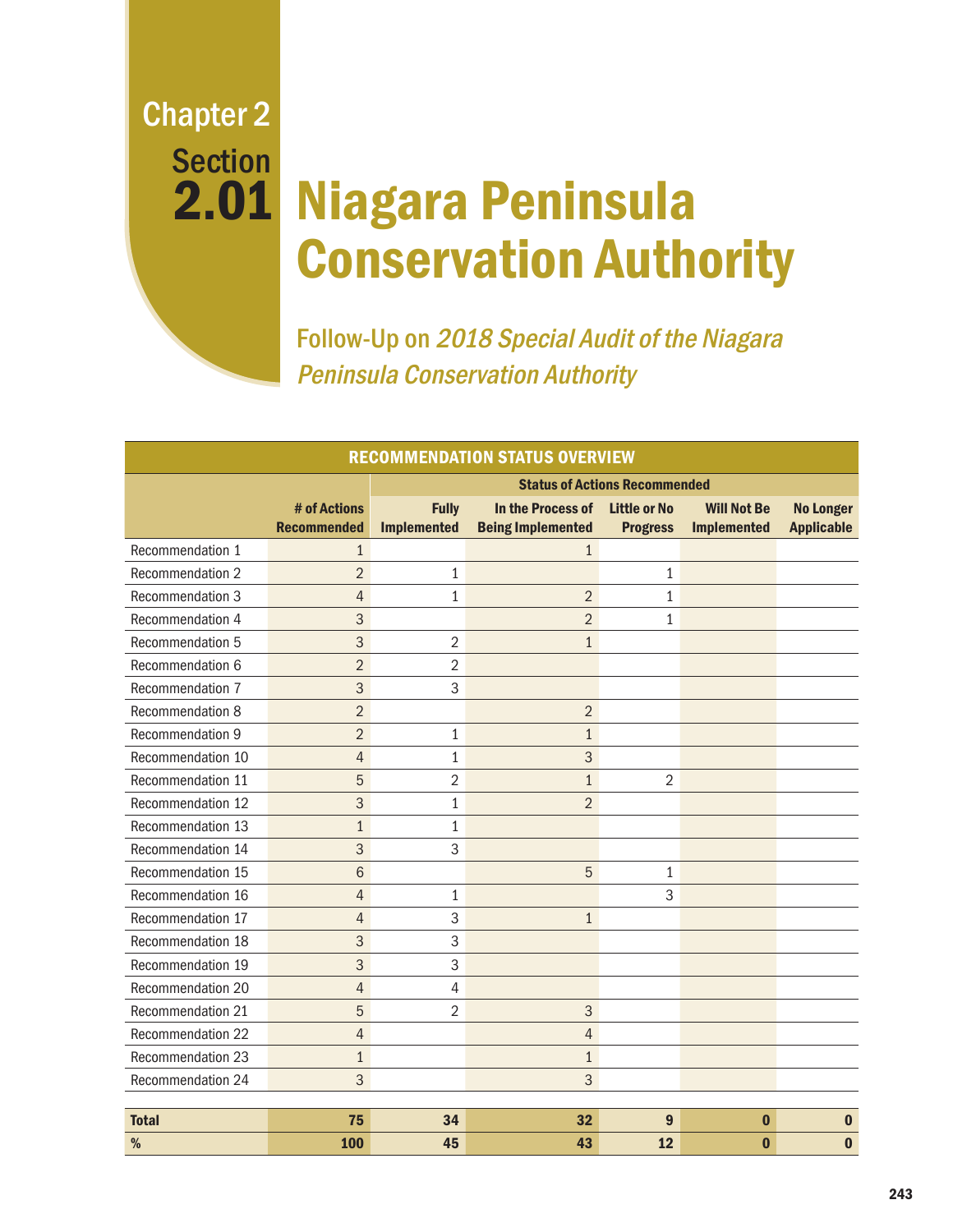Chapter 2

Section

# 2.01 Niagara Peninsula Conservation Authority

## Follow-Up on *2018 Special Audit of the Niagara Peninsula Conservation Authority*

| RECOMMENDATION STATUS OVERVIEW | | | | | | |
|---|---|---|---|---|---|---|
| | | Status of Actions Recommended | | | | |
| | # of Actions Recommended | Fully Implemented | In the Process of Being Implemented | Little or No Progress | Will Not Be Implemented | No Longer Applicable |
| Recommendation 1 | 1 | | 1 | | | |
| Recommendation 2 | 2 | 1 | | 1 | | |
| Recommendation 3 | 4 | 1 | 2 | 1 | | |
| Recommendation 4 | 3 | | 2 | 1 | | |
| Recommendation 5 | 3 | 2 | 1 | | | |
| Recommendation 6 | 2 | 2 | | | | |
| Recommendation 7 | 3 | 3 | | | | |
| Recommendation 8 | 2 | | 2 | | | |
| Recommendation 9 | 2 | 1 | 1 | | | |
| Recommendation 10 | 4 | 1 | 3 | | | |
| Recommendation 11 | 5 | 2 | 1 | 2 | | |
| Recommendation 12 | 3 | 1 | 2 | | | |
| Recommendation 13 | 1 | 1 | | | | |
| Recommendation 14 | 3 | 3 | | | | |
| Recommendation 15 | 6 | | 5 | 1 | | |
| Recommendation 16 | 4 | 1 | | 3 | | |
| Recommendation 17 | 4 | 3 | 1 | | | |
| Recommendation 18 | 3 | 3 | | | | |
| Recommendation 19 | 3 | 3 | | | | |
| Recommendation 20 | 4 | 4 | | | | |
| Recommendation 21 | 5 | 2 | 3 | | | |
| Recommendation 22 | 4 | | 4 | | | |
| Recommendation 23 | 1 | | 1 | | | |
| Recommendation 24 | 3 | | 3 | | | |
| **Total** | **75** | **34** | **32** | **9** | **0** | **0** |
| **%** | **100** | **45** | **43** | **12** | **0** | **0** |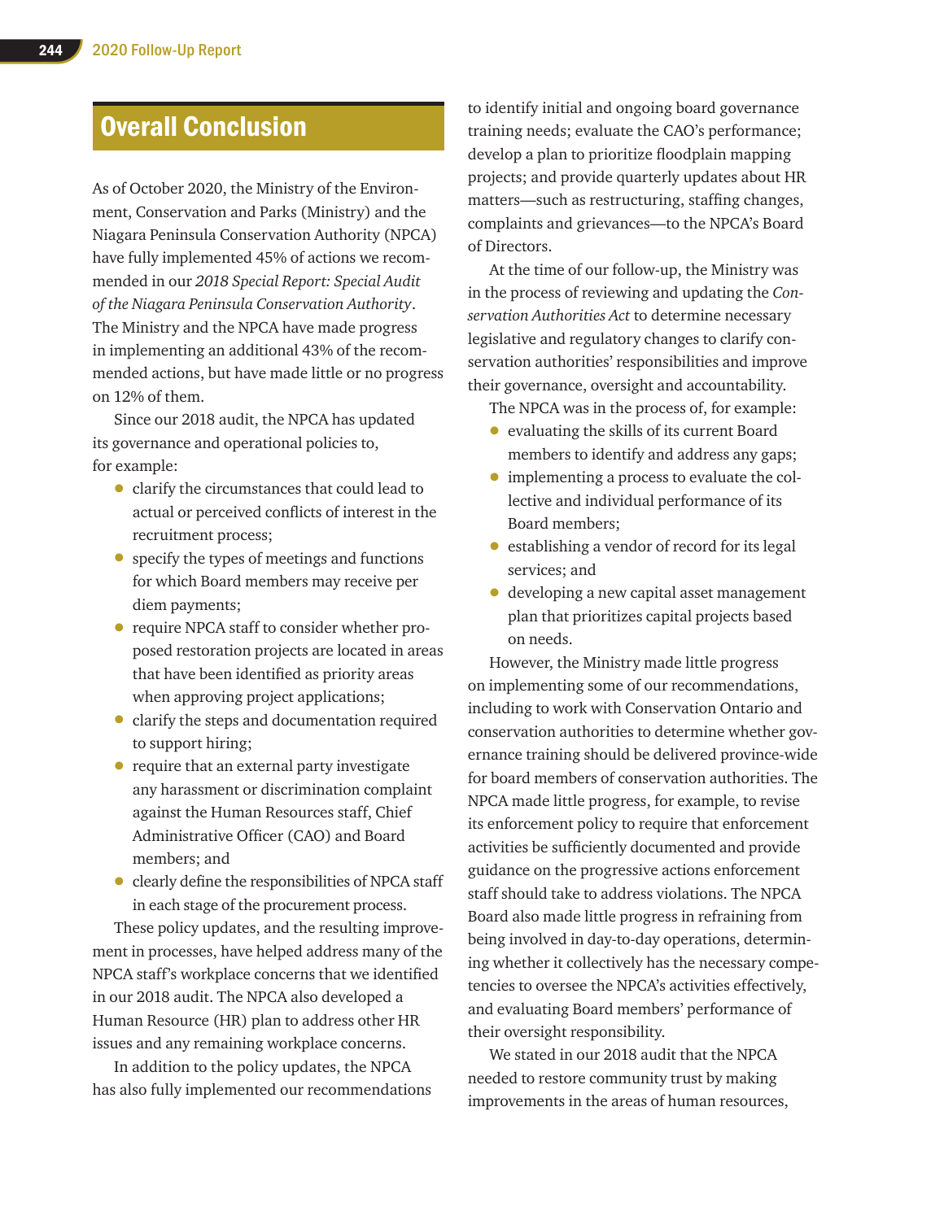## Overall Conclusion

As of October 2020, the Ministry of the Environment, Conservation and Parks (Ministry) and the Niagara Peninsula Conservation Authority (NPCA) have fully implemented 45% of actions we recommended in our *2018 Special Report: Special Audit of the Niagara Peninsula Conservation Authority*. The Ministry and the NPCA have made progress in implementing an additional 43% of the recommended actions, but have made little or no progress on 12% of them.

Since our 2018 audit, the NPCA has updated its governance and operational policies to, for example:

- clarify the circumstances that could lead to actual or perceived conflicts of interest in the recruitment process;
- specify the types of meetings and functions for which Board members may receive per diem payments;
- require NPCA staff to consider whether proposed restoration projects are located in areas that have been identified as priority areas when approving project applications;
- clarify the steps and documentation required to support hiring;
- require that an external party investigate any harassment or discrimination complaint against the Human Resources staff, Chief Administrative Officer (CAO) and Board members; and
- clearly define the responsibilities of NPCA staff in each stage of the procurement process.

These policy updates, and the resulting improvement in processes, have helped address many of the NPCA staff's workplace concerns that we identified in our 2018 audit. The NPCA also developed a Human Resource (HR) plan to address other HR issues and any remaining workplace concerns.

In addition to the policy updates, the NPCA has also fully implemented our recommendations to identify initial and ongoing board governance training needs; evaluate the CAO's performance; develop a plan to prioritize floodplain mapping projects; and provide quarterly updates about HR matters—such as restructuring, staffing changes, complaints and grievances—to the NPCA's Board of Directors.

At the time of our follow-up, the Ministry was in the process of reviewing and updating the *Conservation Authorities Act* to determine necessary legislative and regulatory changes to clarify conservation authorities' responsibilities and improve their governance, oversight and accountability.

The NPCA was in the process of, for example:

- evaluating the skills of its current Board members to identify and address any gaps;
- implementing a process to evaluate the collective and individual performance of its Board members;
- establishing a vendor of record for its legal services; and
- developing a new capital asset management plan that prioritizes capital projects based on needs.

However, the Ministry made little progress on implementing some of our recommendations, including to work with Conservation Ontario and conservation authorities to determine whether governance training should be delivered province-wide for board members of conservation authorities. The NPCA made little progress, for example, to revise its enforcement policy to require that enforcement activities be sufficiently documented and provide guidance on the progressive actions enforcement staff should take to address violations. The NPCA Board also made little progress in refraining from being involved in day-to-day operations, determining whether it collectively has the necessary competencies to oversee the NPCA's activities effectively, and evaluating Board members' performance of their oversight responsibility.

We stated in our 2018 audit that the NPCA needed to restore community trust by making improvements in the areas of human resources,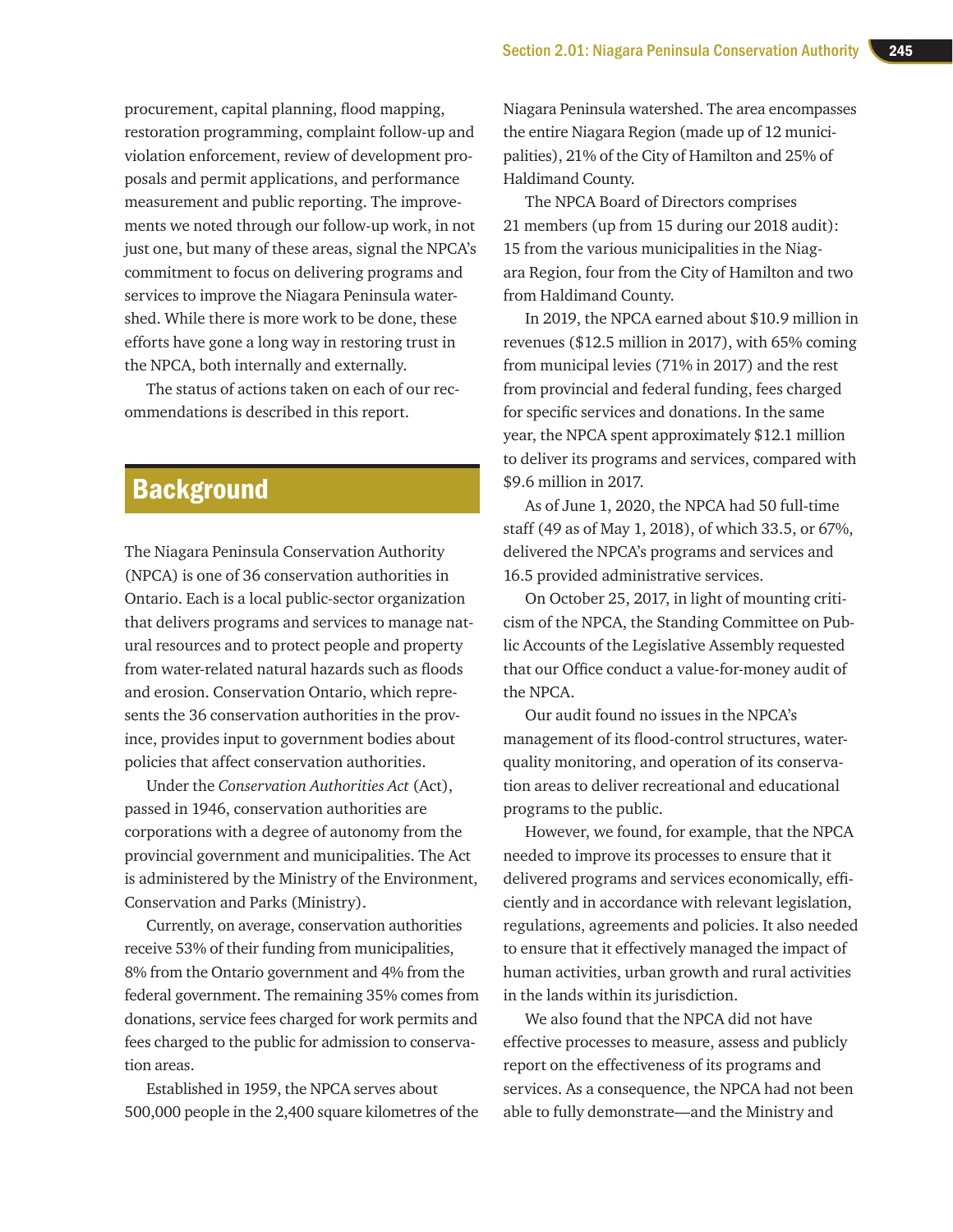procurement, capital planning, flood mapping, restoration programming, complaint follow-up and violation enforcement, review of development proposals and permit applications, and performance measurement and public reporting. The improvements we noted through our follow-up work, in not just one, but many of these areas, signal the NPCA's commitment to focus on delivering programs and services to improve the Niagara Peninsula watershed. While there is more work to be done, these efforts have gone a long way in restoring trust in the NPCA, both internally and externally.

The status of actions taken on each of our recommendations is described in this report.

## Background

The Niagara Peninsula Conservation Authority (NPCA) is one of 36 conservation authorities in Ontario. Each is a local public-sector organization that delivers programs and services to manage natural resources and to protect people and property from water-related natural hazards such as floods and erosion. Conservation Ontario, which represents the 36 conservation authorities in the province, provides input to government bodies about policies that affect conservation authorities.

Under the *Conservation Authorities Act* (Act), passed in 1946, conservation authorities are corporations with a degree of autonomy from the provincial government and municipalities. The Act is administered by the Ministry of the Environment, Conservation and Parks (Ministry).

Currently, on average, conservation authorities receive 53% of their funding from municipalities, 8% from the Ontario government and 4% from the federal government. The remaining 35% comes from donations, service fees charged for work permits and fees charged to the public for admission to conservation areas.

Established in 1959, the NPCA serves about 500,000 people in the 2,400 square kilometres of the Niagara Peninsula watershed. The area encompasses the entire Niagara Region (made up of 12 municipalities), 21% of the City of Hamilton and 25% of Haldimand County.

The NPCA Board of Directors comprises 21 members (up from 15 during our 2018 audit): 15 from the various municipalities in the Niagara Region, four from the City of Hamilton and two from Haldimand County.

In 2019, the NPCA earned about $10.9 million in revenues ($12.5 million in 2017), with 65% coming from municipal levies (71% in 2017) and the rest from provincial and federal funding, fees charged for specific services and donations. In the same year, the NPCA spent approximately $12.1 million to deliver its programs and services, compared with $9.6 million in 2017.

As of June 1, 2020, the NPCA had 50 full-time staff (49 as of May 1, 2018), of which 33.5, or 67%, delivered the NPCA's programs and services and 16.5 provided administrative services.

On October 25, 2017, in light of mounting criticism of the NPCA, the Standing Committee on Public Accounts of the Legislative Assembly requested that our Office conduct a value-for-money audit of the NPCA.

Our audit found no issues in the NPCA's management of its flood-control structures, water-quality monitoring, and operation of its conservation areas to deliver recreational and educational programs to the public.

However, we found, for example, that the NPCA needed to improve its processes to ensure that it delivered programs and services economically, efficiently and in accordance with relevant legislation, regulations, agreements and policies. It also needed to ensure that it effectively managed the impact of human activities, urban growth and rural activities in the lands within its jurisdiction.

We also found that the NPCA did not have effective processes to measure, assess and publicly report on the effectiveness of its programs and services. As a consequence, the NPCA had not been able to fully demonstrate—and the Ministry and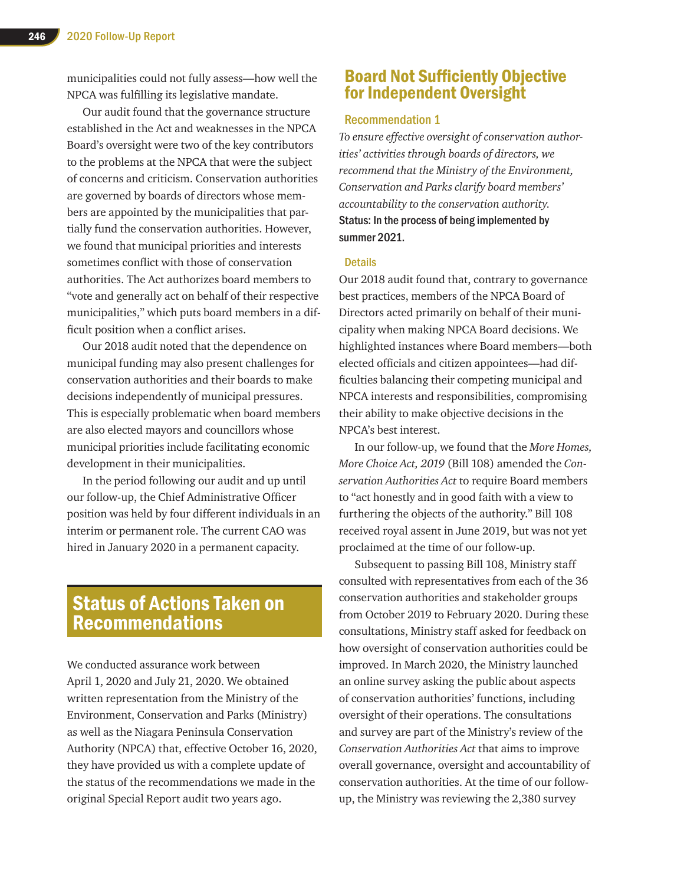municipalities could not fully assess—how well the NPCA was fulfilling its legislative mandate.

Our audit found that the governance structure established in the Act and weaknesses in the NPCA Board's oversight were two of the key contributors to the problems at the NPCA that were the subject of concerns and criticism. Conservation authorities are governed by boards of directors whose members are appointed by the municipalities that partially fund the conservation authorities. However, we found that municipal priorities and interests sometimes conflict with those of conservation authorities. The Act authorizes board members to "vote and generally act on behalf of their respective municipalities," which puts board members in a difficult position when a conflict arises.

Our 2018 audit noted that the dependence on municipal funding may also present challenges for conservation authorities and their boards to make decisions independently of municipal pressures. This is especially problematic when board members are also elected mayors and councillors whose municipal priorities include facilitating economic development in their municipalities.

In the period following our audit and up until our follow-up, the Chief Administrative Officer position was held by four different individuals in an interim or permanent role. The current CAO was hired in January 2020 in a permanent capacity.

## Status of Actions Taken on Recommendations

We conducted assurance work between April 1, 2020 and July 21, 2020. We obtained written representation from the Ministry of the Environment, Conservation and Parks (Ministry) as well as the Niagara Peninsula Conservation Authority (NPCA) that, effective October 16, 2020, they have provided us with a complete update of the status of the recommendations we made in the original Special Report audit two years ago.

## Board Not Sufficiently Objective for Independent Oversight

### Recommendation 1

*To ensure effective oversight of conservation authorities' activities through boards of directors, we recommend that the Ministry of the Environment, Conservation and Parks clarify board members' accountability to the conservation authority.*

**Status: In the process of being implemented by summer 2021.**

### Details

Our 2018 audit found that, contrary to governance best practices, members of the NPCA Board of Directors acted primarily on behalf of their municipality when making NPCA Board decisions. We highlighted instances where Board members—both elected officials and citizen appointees—had difficulties balancing their competing municipal and NPCA interests and responsibilities, compromising their ability to make objective decisions in the NPCA's best interest.

In our follow-up, we found that the *More Homes, More Choice Act, 2019* (Bill 108) amended the *Conservation Authorities Act* to require Board members to "act honestly and in good faith with a view to furthering the objects of the authority." Bill 108 received royal assent in June 2019, but was not yet proclaimed at the time of our follow-up.

Subsequent to passing Bill 108, Ministry staff consulted with representatives from each of the 36 conservation authorities and stakeholder groups from October 2019 to February 2020. During these consultations, Ministry staff asked for feedback on how oversight of conservation authorities could be improved. In March 2020, the Ministry launched an online survey asking the public about aspects of conservation authorities' functions, including oversight of their operations. The consultations and survey are part of the Ministry's review of the *Conservation Authorities Act* that aims to improve overall governance, oversight and accountability of conservation authorities. At the time of our follow-up, the Ministry was reviewing the 2,380 survey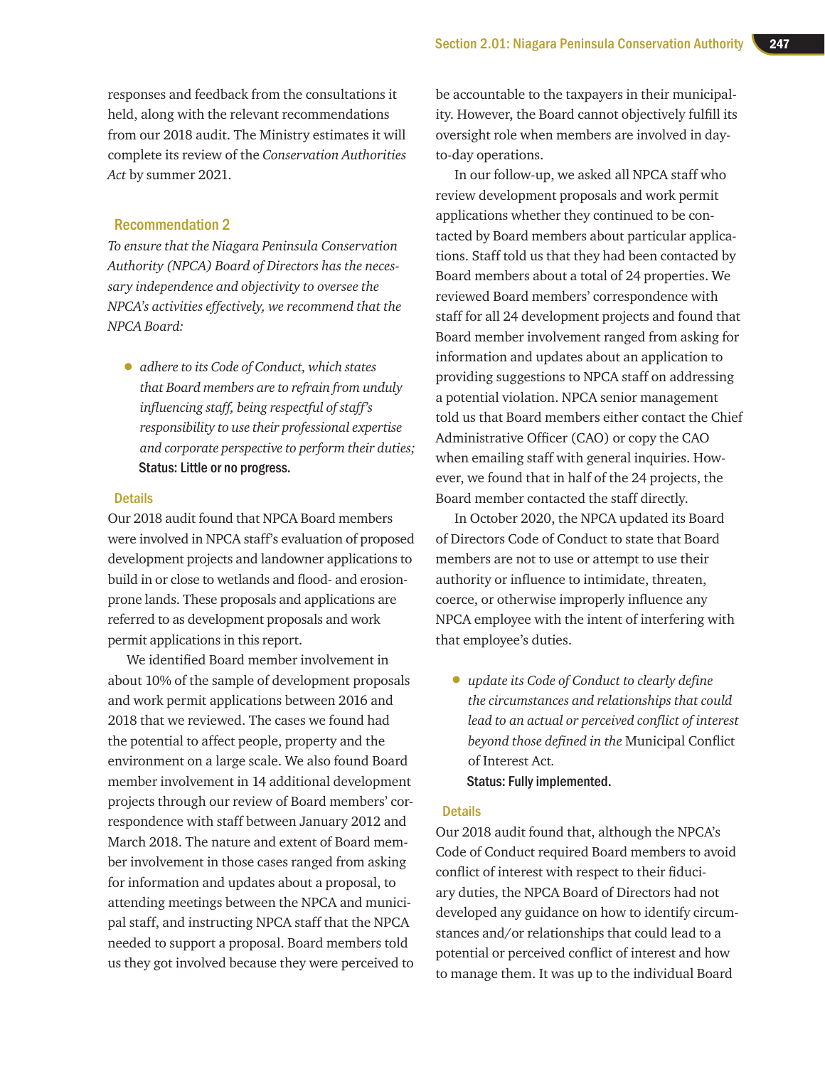responses and feedback from the consultations it held, along with the relevant recommendations from our 2018 audit. The Ministry estimates it will complete its review of the *Conservation Authorities Act* by summer 2021.

### Recommendation 2

*To ensure that the Niagara Peninsula Conservation Authority (NPCA) Board of Directors has the necessary independence and objectivity to oversee the NPCA's activities effectively, we recommend that the NPCA Board:*

- *adhere to its Code of Conduct, which states that Board members are to refrain from unduly influencing staff, being respectful of staff's responsibility to use their professional expertise and corporate perspective to perform their duties;*

  **Status: Little or no progress.**

#### Details

Our 2018 audit found that NPCA Board members were involved in NPCA staff's evaluation of proposed development projects and landowner applications to build in or close to wetlands and flood- and erosion-prone lands. These proposals and applications are referred to as development proposals and work permit applications in this report.

We identified Board member involvement in about 10% of the sample of development proposals and work permit applications between 2016 and 2018 that we reviewed. The cases we found had the potential to affect people, property and the environment on a large scale. We also found Board member involvement in 14 additional development projects through our review of Board members' correspondence with staff between January 2012 and March 2018. The nature and extent of Board member involvement in those cases ranged from asking for information and updates about a proposal, to attending meetings between the NPCA and municipal staff, and instructing NPCA staff that the NPCA needed to support a proposal. Board members told us they got involved because they were perceived to be accountable to the taxpayers in their municipality. However, the Board cannot objectively fulfill its oversight role when members are involved in day-to-day operations.

In our follow-up, we asked all NPCA staff who review development proposals and work permit applications whether they continued to be contacted by Board members about particular applications. Staff told us that they had been contacted by Board members about a total of 24 properties. We reviewed Board members' correspondence with staff for all 24 development projects and found that Board member involvement ranged from asking for information and updates about an application to providing suggestions to NPCA staff on addressing a potential violation. NPCA senior management told us that Board members either contact the Chief Administrative Officer (CAO) or copy the CAO when emailing staff with general inquiries. However, we found that in half of the 24 projects, the Board member contacted the staff directly.

In October 2020, the NPCA updated its Board of Directors Code of Conduct to state that Board members are not to use or attempt to use their authority or influence to intimidate, threaten, coerce, or otherwise improperly influence any NPCA employee with the intent of interfering with that employee's duties.

- *update its Code of Conduct to clearly define the circumstances and relationships that could lead to an actual or perceived conflict of interest beyond those defined in the* Municipal Conflict of Interest Act.

  **Status: Fully implemented.**

#### Details

Our 2018 audit found that, although the NPCA's Code of Conduct required Board members to avoid conflict of interest with respect to their fiduciary duties, the NPCA Board of Directors had not developed any guidance on how to identify circumstances and/or relationships that could lead to a potential or perceived conflict of interest and how to manage them. It was up to the individual Board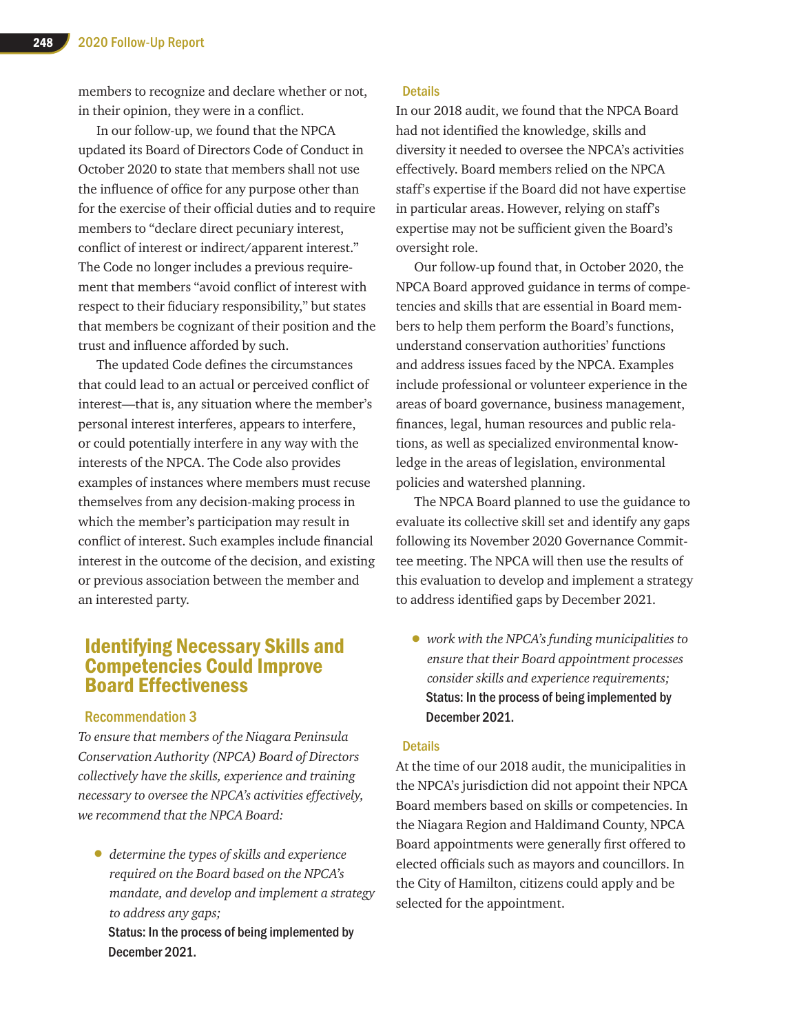members to recognize and declare whether or not, in their opinion, they were in a conflict.

In our follow-up, we found that the NPCA updated its Board of Directors Code of Conduct in October 2020 to state that members shall not use the influence of office for any purpose other than for the exercise of their official duties and to require members to "declare direct pecuniary interest, conflict of interest or indirect/apparent interest." The Code no longer includes a previous requirement that members "avoid conflict of interest with respect to their fiduciary responsibility," but states that members be cognizant of their position and the trust and influence afforded by such.

The updated Code defines the circumstances that could lead to an actual or perceived conflict of interest—that is, any situation where the member's personal interest interferes, appears to interfere, or could potentially interfere in any way with the interests of the NPCA. The Code also provides examples of instances where members must recuse themselves from any decision-making process in which the member's participation may result in conflict of interest. Such examples include financial interest in the outcome of the decision, and existing or previous association between the member and an interested party.

## Identifying Necessary Skills and Competencies Could Improve Board Effectiveness

### Recommendation 3

*To ensure that members of the Niagara Peninsula Conservation Authority (NPCA) Board of Directors collectively have the skills, experience and training necessary to oversee the NPCA's activities effectively, we recommend that the NPCA Board:*

- *determine the types of skills and experience required on the Board based on the NPCA's mandate, and develop and implement a strategy to address any gaps;*

  **Status: In the process of being implemented by December 2021.**

### Details

In our 2018 audit, we found that the NPCA Board had not identified the knowledge, skills and diversity it needed to oversee the NPCA's activities effectively. Board members relied on the NPCA staff's expertise if the Board did not have expertise in particular areas. However, relying on staff's expertise may not be sufficient given the Board's oversight role.

Our follow-up found that, in October 2020, the NPCA Board approved guidance in terms of competencies and skills that are essential in Board members to help them perform the Board's functions, understand conservation authorities' functions and address issues faced by the NPCA. Examples include professional or volunteer experience in the areas of board governance, business management, finances, legal, human resources and public relations, as well as specialized environmental knowledge in the areas of legislation, environmental policies and watershed planning.

The NPCA Board planned to use the guidance to evaluate its collective skill set and identify any gaps following its November 2020 Governance Committee meeting. The NPCA will then use the results of this evaluation to develop and implement a strategy to address identified gaps by December 2021.

- *work with the NPCA's funding municipalities to ensure that their Board appointment processes consider skills and experience requirements;*

  **Status: In the process of being implemented by December 2021.**

### Details

At the time of our 2018 audit, the municipalities in the NPCA's jurisdiction did not appoint their NPCA Board members based on skills or competencies. In the Niagara Region and Haldimand County, NPCA Board appointments were generally first offered to elected officials such as mayors and councillors. In the City of Hamilton, citizens could apply and be selected for the appointment.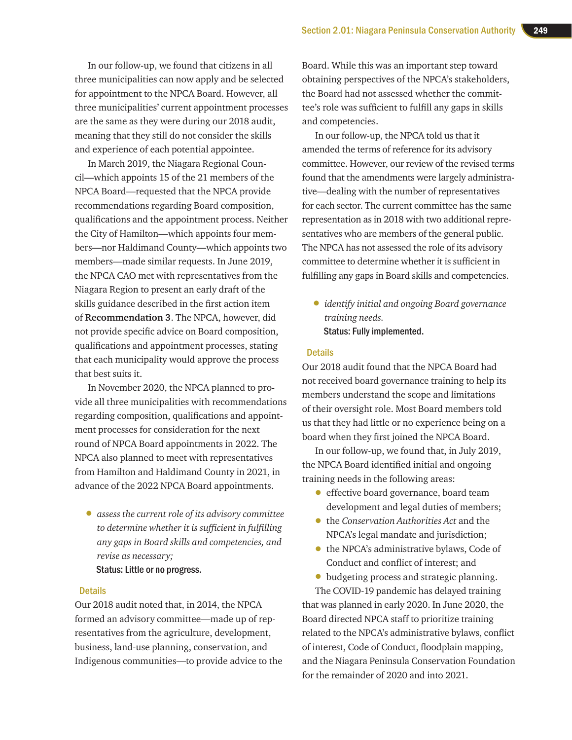In our follow-up, we found that citizens in all three municipalities can now apply and be selected for appointment to the NPCA Board. However, all three municipalities' current appointment processes are the same as they were during our 2018 audit, meaning that they still do not consider the skills and experience of each potential appointee.

In March 2019, the Niagara Regional Council—which appoints 15 of the 21 members of the NPCA Board—requested that the NPCA provide recommendations regarding Board composition, qualifications and the appointment process. Neither the City of Hamilton—which appoints four members—nor Haldimand County—which appoints two members—made similar requests. In June 2019, the NPCA CAO met with representatives from the Niagara Region to present an early draft of the skills guidance described in the first action item of **Recommendation 3**. The NPCA, however, did not provide specific advice on Board composition, qualifications and appointment processes, stating that each municipality would approve the process that best suits it.

In November 2020, the NPCA planned to provide all three municipalities with recommendations regarding composition, qualifications and appointment processes for consideration for the next round of NPCA Board appointments in 2022. The NPCA also planned to meet with representatives from Hamilton and Haldimand County in 2021, in advance of the 2022 NPCA Board appointments.

- *assess the current role of its advisory committee to determine whether it is sufficient in fulfilling any gaps in Board skills and competencies, and revise as necessary;*

  **Status: Little or no progress.**

### Details

Our 2018 audit noted that, in 2014, the NPCA formed an advisory committee—made up of representatives from the agriculture, development, business, land-use planning, conservation, and Indigenous communities—to provide advice to the Board. While this was an important step toward obtaining perspectives of the NPCA's stakeholders, the Board had not assessed whether the committee's role was sufficient to fulfill any gaps in skills and competencies.

In our follow-up, the NPCA told us that it amended the terms of reference for its advisory committee. However, our review of the revised terms found that the amendments were largely administrative—dealing with the number of representatives for each sector. The current committee has the same representation as in 2018 with two additional representatives who are members of the general public. The NPCA has not assessed the role of its advisory committee to determine whether it is sufficient in fulfilling any gaps in Board skills and competencies.

- *identify initial and ongoing Board governance training needs.*

  **Status: Fully implemented.**

### Details

Our 2018 audit found that the NPCA Board had not received board governance training to help its members understand the scope and limitations of their oversight role. Most Board members told us that they had little or no experience being on a board when they first joined the NPCA Board.

In our follow-up, we found that, in July 2019, the NPCA Board identified initial and ongoing training needs in the following areas:

- effective board governance, board team development and legal duties of members;
- the *Conservation Authorities Act* and the NPCA's legal mandate and jurisdiction;
- the NPCA's administrative bylaws, Code of Conduct and conflict of interest; and
- budgeting process and strategic planning.

The COVID-19 pandemic has delayed training that was planned in early 2020. In June 2020, the Board directed NPCA staff to prioritize training related to the NPCA's administrative bylaws, conflict of interest, Code of Conduct, floodplain mapping, and the Niagara Peninsula Conservation Foundation for the remainder of 2020 and into 2021.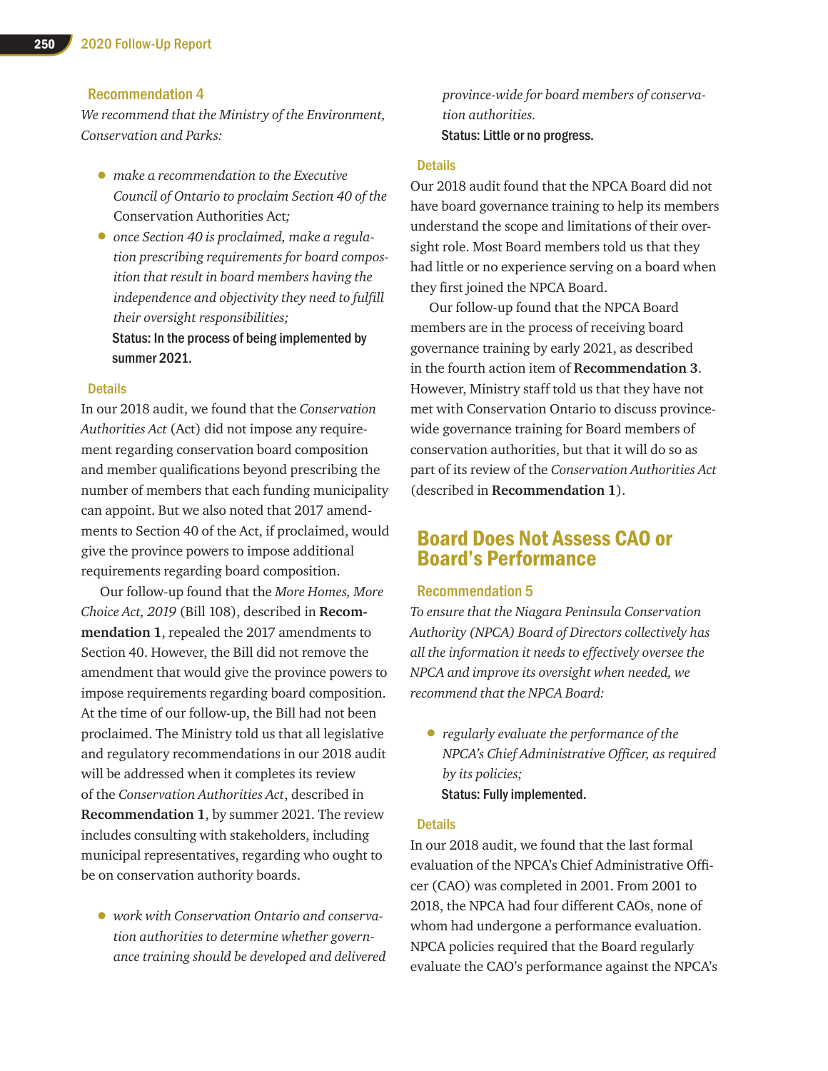### Recommendation 4

*We recommend that the Ministry of the Environment, Conservation and Parks:*

- *make a recommendation to the Executive Council of Ontario to proclaim Section 40 of the* Conservation Authorities Act*;*
- *once Section 40 is proclaimed, make a regulation prescribing requirements for board composition that result in board members having the independence and objectivity they need to fulfill their oversight responsibilities;*

**Status: In the process of being implemented by summer 2021.**

#### Details

In our 2018 audit, we found that the *Conservation Authorities Act* (Act) did not impose any requirement regarding conservation board composition and member qualifications beyond prescribing the number of members that each funding municipality can appoint. But we also noted that 2017 amendments to Section 40 of the Act, if proclaimed, would give the province powers to impose additional requirements regarding board composition.

Our follow-up found that the *More Homes, More Choice Act, 2019* (Bill 108), described in **Recommendation 1**, repealed the 2017 amendments to Section 40. However, the Bill did not remove the amendment that would give the province powers to impose requirements regarding board composition. At the time of our follow-up, the Bill had not been proclaimed. The Ministry told us that all legislative and regulatory recommendations in our 2018 audit will be addressed when it completes its review of the *Conservation Authorities Act*, described in **Recommendation 1**, by summer 2021. The review includes consulting with stakeholders, including municipal representatives, regarding who ought to be on conservation authority boards.

- *work with Conservation Ontario and conservation authorities to determine whether governance training should be developed and delivered province-wide for board members of conservation authorities.*

**Status: Little or no progress.**

#### Details

Our 2018 audit found that the NPCA Board did not have board governance training to help its members understand the scope and limitations of their oversight role. Most Board members told us that they had little or no experience serving on a board when they first joined the NPCA Board.

Our follow-up found that the NPCA Board members are in the process of receiving board governance training by early 2021, as described in the fourth action item of **Recommendation 3**. However, Ministry staff told us that they have not met with Conservation Ontario to discuss province-wide governance training for Board members of conservation authorities, but that it will do so as part of its review of the *Conservation Authorities Act* (described in **Recommendation 1**).

## Board Does Not Assess CAO or Board's Performance

### Recommendation 5

*To ensure that the Niagara Peninsula Conservation Authority (NPCA) Board of Directors collectively has all the information it needs to effectively oversee the NPCA and improve its oversight when needed, we recommend that the NPCA Board:*

- *regularly evaluate the performance of the NPCA's Chief Administrative Officer, as required by its policies;*

**Status: Fully implemented.**

#### Details

In our 2018 audit, we found that the last formal evaluation of the NPCA's Chief Administrative Officer (CAO) was completed in 2001. From 2001 to 2018, the NPCA had four different CAOs, none of whom had undergone a performance evaluation. NPCA policies required that the Board regularly evaluate the CAO's performance against the NPCA's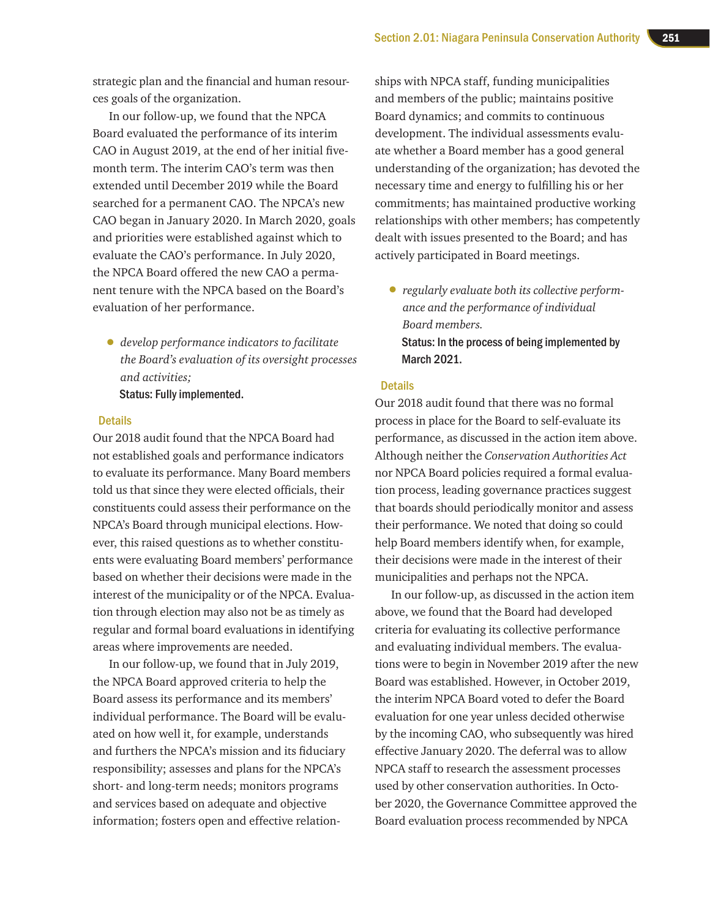strategic plan and the financial and human resources goals of the organization.

In our follow-up, we found that the NPCA Board evaluated the performance of its interim CAO in August 2019, at the end of her initial five-month term. The interim CAO's term was then extended until December 2019 while the Board searched for a permanent CAO. The NPCA's new CAO began in January 2020. In March 2020, goals and priorities were established against which to evaluate the CAO's performance. In July 2020, the NPCA Board offered the new CAO a permanent tenure with the NPCA based on the Board's evaluation of her performance.

- *develop performance indicators to facilitate the Board's evaluation of its oversight processes and activities;*

  **Status: Fully implemented.**

### Details

Our 2018 audit found that the NPCA Board had not established goals and performance indicators to evaluate its performance. Many Board members told us that since they were elected officials, their constituents could assess their performance on the NPCA's Board through municipal elections. However, this raised questions as to whether constituents were evaluating Board members' performance based on whether their decisions were made in the interest of the municipality or of the NPCA. Evaluation through election may also not be as timely as regular and formal board evaluations in identifying areas where improvements are needed.

In our follow-up, we found that in July 2019, the NPCA Board approved criteria to help the Board assess its performance and its members' individual performance. The Board will be evaluated on how well it, for example, understands and furthers the NPCA's mission and its fiduciary responsibility; assesses and plans for the NPCA's short- and long-term needs; monitors programs and services based on adequate and objective information; fosters open and effective relationships with NPCA staff, funding municipalities and members of the public; maintains positive Board dynamics; and commits to continuous development. The individual assessments evaluate whether a Board member has a good general understanding of the organization; has devoted the necessary time and energy to fulfilling his or her commitments; has maintained productive working relationships with other members; has competently dealt with issues presented to the Board; and has actively participated in Board meetings.

- *regularly evaluate both its collective performance and the performance of individual Board members.*

  **Status: In the process of being implemented by March 2021.**

### Details

Our 2018 audit found that there was no formal process in place for the Board to self-evaluate its performance, as discussed in the action item above. Although neither the *Conservation Authorities Act* nor NPCA Board policies required a formal evaluation process, leading governance practices suggest that boards should periodically monitor and assess their performance. We noted that doing so could help Board members identify when, for example, their decisions were made in the interest of their municipalities and perhaps not the NPCA.

In our follow-up, as discussed in the action item above, we found that the Board had developed criteria for evaluating its collective performance and evaluating individual members. The evaluations were to begin in November 2019 after the new Board was established. However, in October 2019, the interim NPCA Board voted to defer the Board evaluation for one year unless decided otherwise by the incoming CAO, who subsequently was hired effective January 2020. The deferral was to allow NPCA staff to research the assessment processes used by other conservation authorities. In October 2020, the Governance Committee approved the Board evaluation process recommended by NPCA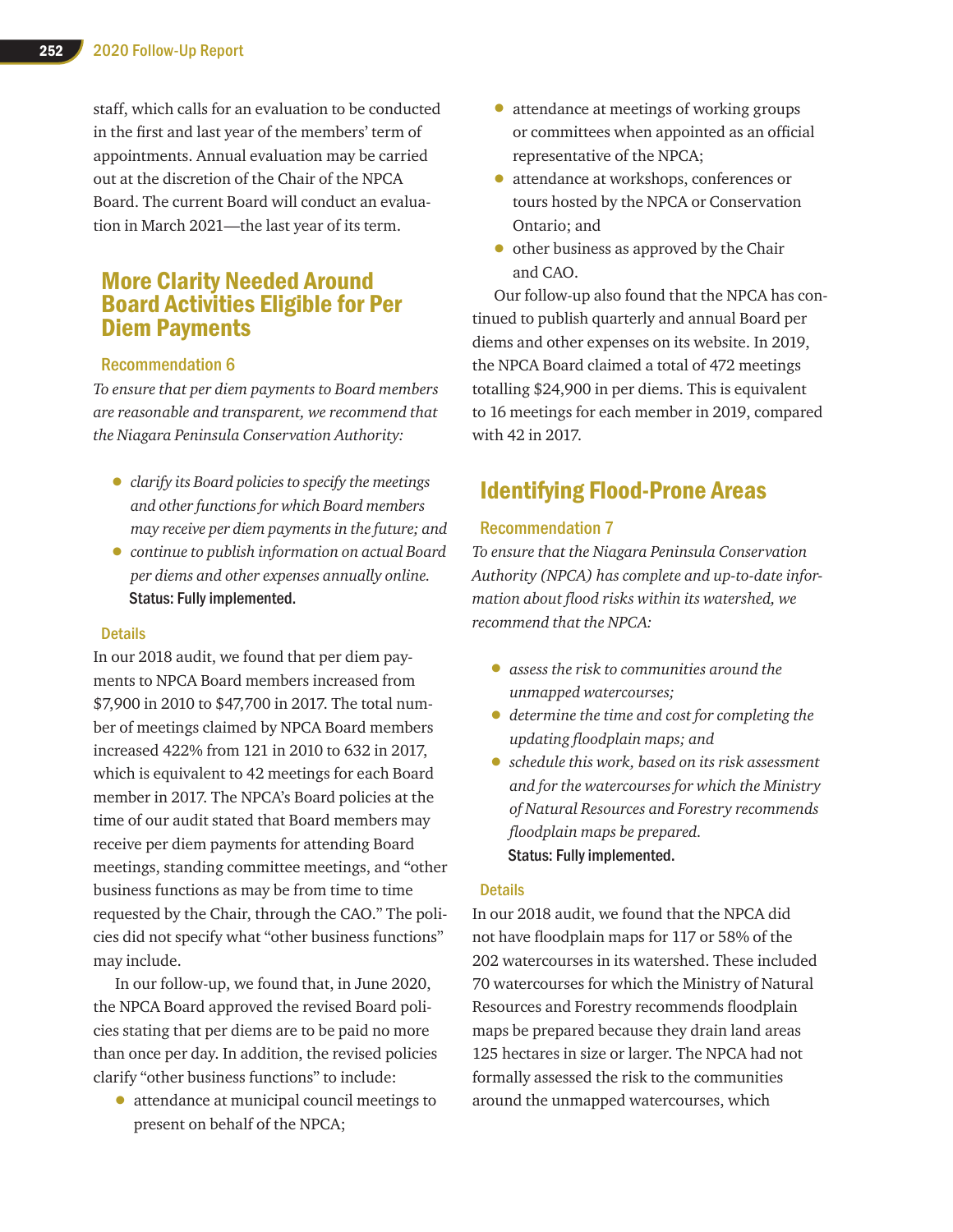staff, which calls for an evaluation to be conducted in the first and last year of the members' term of appointments. Annual evaluation may be carried out at the discretion of the Chair of the NPCA Board. The current Board will conduct an evaluation in March 2021—the last year of its term.

## More Clarity Needed Around Board Activities Eligible for Per Diem Payments

### Recommendation 6

*To ensure that per diem payments to Board members are reasonable and transparent, we recommend that the Niagara Peninsula Conservation Authority:*

- *clarify its Board policies to specify the meetings and other functions for which Board members may receive per diem payments in the future; and*
- *continue to publish information on actual Board per diems and other expenses annually online.*

**Status: Fully implemented.**

### Details

In our 2018 audit, we found that per diem payments to NPCA Board members increased from $7,900 in 2010 to $47,700 in 2017. The total number of meetings claimed by NPCA Board members increased 422% from 121 in 2010 to 632 in 2017, which is equivalent to 42 meetings for each Board member in 2017. The NPCA's Board policies at the time of our audit stated that Board members may receive per diem payments for attending Board meetings, standing committee meetings, and "other business functions as may be from time to time requested by the Chair, through the CAO." The policies did not specify what "other business functions" may include.

In our follow-up, we found that, in June 2020, the NPCA Board approved the revised Board policies stating that per diems are to be paid no more than once per day. In addition, the revised policies clarify "other business functions" to include:

- attendance at municipal council meetings to present on behalf of the NPCA;
- attendance at meetings of working groups or committees when appointed as an official representative of the NPCA;
- attendance at workshops, conferences or tours hosted by the NPCA or Conservation Ontario; and
- other business as approved by the Chair and CAO.

Our follow-up also found that the NPCA has continued to publish quarterly and annual Board per diems and other expenses on its website. In 2019, the NPCA Board claimed a total of 472 meetings totalling $24,900 in per diems. This is equivalent to 16 meetings for each member in 2019, compared with 42 in 2017.

## Identifying Flood-Prone Areas

### Recommendation 7

*To ensure that the Niagara Peninsula Conservation Authority (NPCA) has complete and up-to-date information about flood risks within its watershed, we recommend that the NPCA:*

- *assess the risk to communities around the unmapped watercourses;*
- *determine the time and cost for completing the updating floodplain maps; and*
- *schedule this work, based on its risk assessment and for the watercourses for which the Ministry of Natural Resources and Forestry recommends floodplain maps be prepared.*

**Status: Fully implemented.**

### Details

In our 2018 audit, we found that the NPCA did not have floodplain maps for 117 or 58% of the 202 watercourses in its watershed. These included 70 watercourses for which the Ministry of Natural Resources and Forestry recommends floodplain maps be prepared because they drain land areas 125 hectares in size or larger. The NPCA had not formally assessed the risk to the communities around the unmapped watercourses, which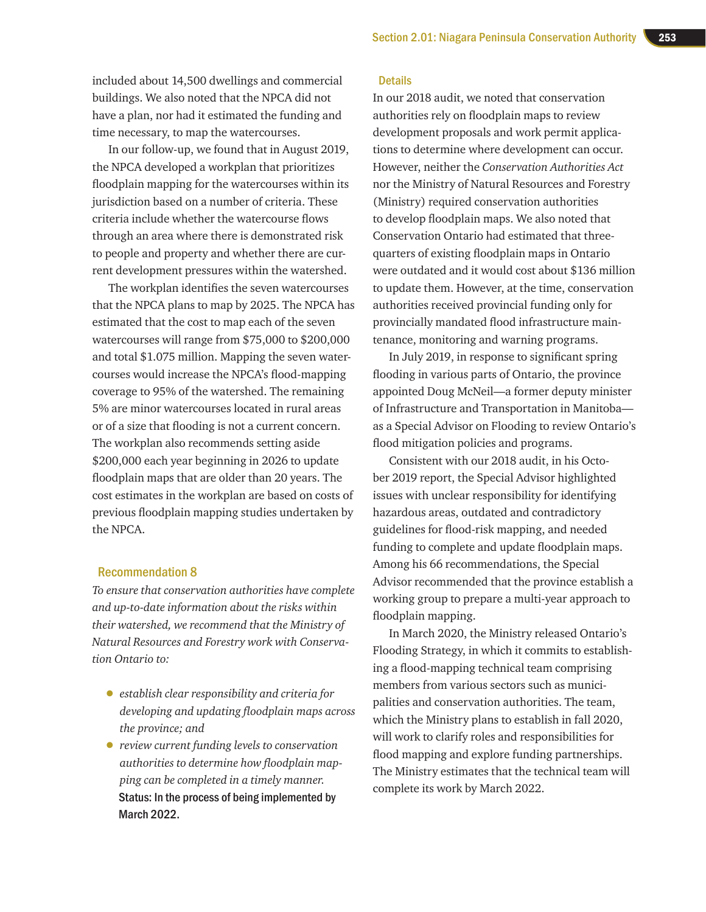included about 14,500 dwellings and commercial buildings. We also noted that the NPCA did not have a plan, nor had it estimated the funding and time necessary, to map the watercourses.

In our follow-up, we found that in August 2019, the NPCA developed a workplan that prioritizes floodplain mapping for the watercourses within its jurisdiction based on a number of criteria. These criteria include whether the watercourse flows through an area where there is demonstrated risk to people and property and whether there are current development pressures within the watershed.

The workplan identifies the seven watercourses that the NPCA plans to map by 2025. The NPCA has estimated that the cost to map each of the seven watercourses will range from $75,000 to $200,000 and total $1.075 million. Mapping the seven watercourses would increase the NPCA's flood-mapping coverage to 95% of the watershed. The remaining 5% are minor watercourses located in rural areas or of a size that flooding is not a current concern. The workplan also recommends setting aside $200,000 each year beginning in 2026 to update floodplain maps that are older than 20 years. The cost estimates in the workplan are based on costs of previous floodplain mapping studies undertaken by the NPCA.

### Recommendation 8

*To ensure that conservation authorities have complete and up-to-date information about the risks within their watershed, we recommend that the Ministry of Natural Resources and Forestry work with Conservation Ontario to:*

- *establish clear responsibility and criteria for developing and updating floodplain maps across the province; and*
- *review current funding levels to conservation authorities to determine how floodplain mapping can be completed in a timely manner.*

**Status: In the process of being implemented by March 2022.**

#### Details

In our 2018 audit, we noted that conservation authorities rely on floodplain maps to review development proposals and work permit applications to determine where development can occur. However, neither the *Conservation Authorities Act* nor the Ministry of Natural Resources and Forestry (Ministry) required conservation authorities to develop floodplain maps. We also noted that Conservation Ontario had estimated that three-quarters of existing floodplain maps in Ontario were outdated and it would cost about $136 million to update them. However, at the time, conservation authorities received provincial funding only for provincially mandated flood infrastructure maintenance, monitoring and warning programs.

In July 2019, in response to significant spring flooding in various parts of Ontario, the province appointed Doug McNeil—a former deputy minister of Infrastructure and Transportation in Manitoba—as a Special Advisor on Flooding to review Ontario's flood mitigation policies and programs.

Consistent with our 2018 audit, in his October 2019 report, the Special Advisor highlighted issues with unclear responsibility for identifying hazardous areas, outdated and contradictory guidelines for flood-risk mapping, and needed funding to complete and update floodplain maps. Among his 66 recommendations, the Special Advisor recommended that the province establish a working group to prepare a multi-year approach to floodplain mapping.

In March 2020, the Ministry released Ontario's Flooding Strategy, in which it commits to establishing a flood-mapping technical team comprising members from various sectors such as municipalities and conservation authorities. The team, which the Ministry plans to establish in fall 2020, will work to clarify roles and responsibilities for flood mapping and explore funding partnerships. The Ministry estimates that the technical team will complete its work by March 2022.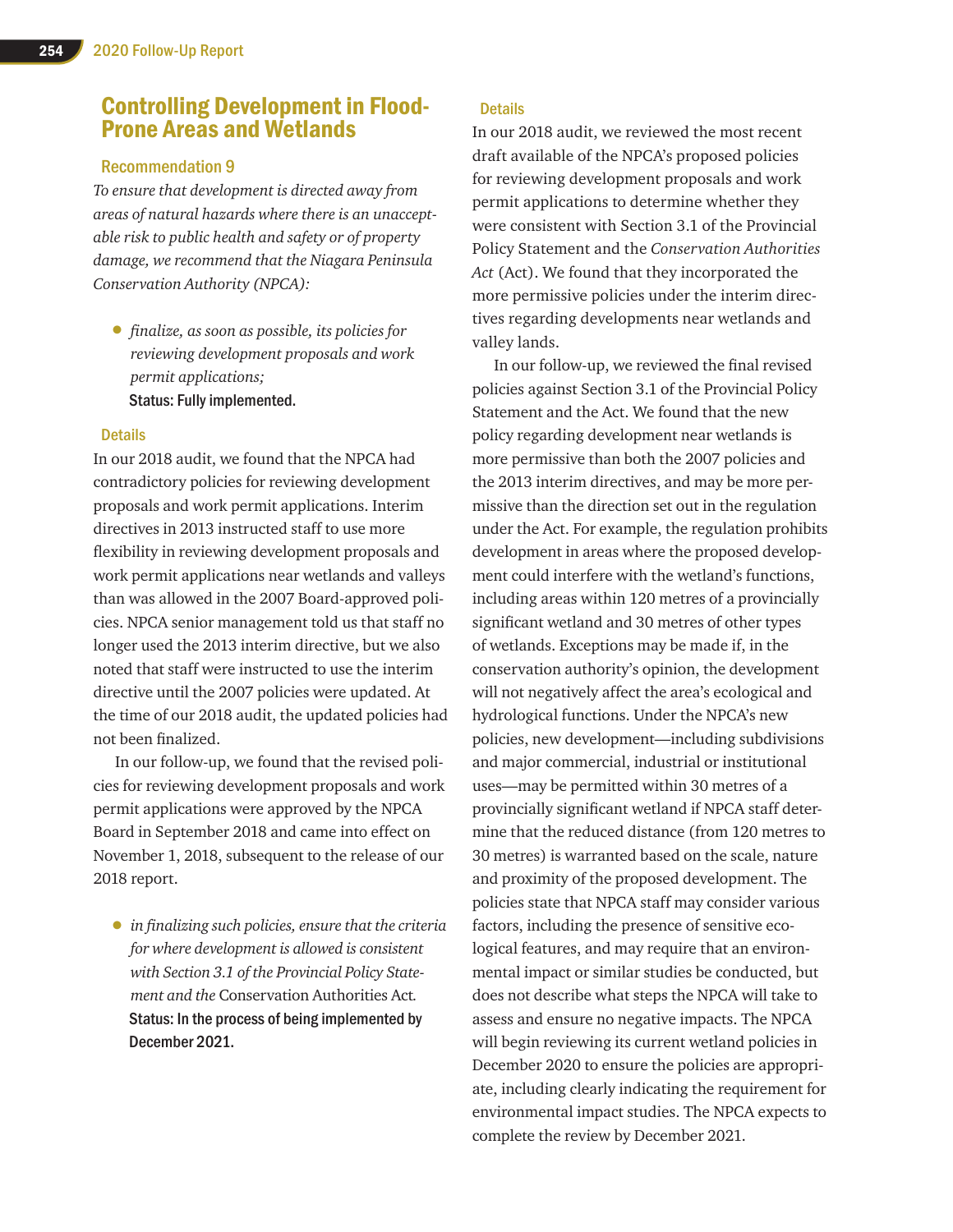## Controlling Development in Flood-Prone Areas and Wetlands

### Recommendation 9

*To ensure that development is directed away from areas of natural hazards where there is an unacceptable risk to public health and safety or of property damage, we recommend that the Niagara Peninsula Conservation Authority (NPCA):*

- *finalize, as soon as possible, its policies for reviewing development proposals and work permit applications;*

  **Status: Fully implemented.**

### Details

In our 2018 audit, we found that the NPCA had contradictory policies for reviewing development proposals and work permit applications. Interim directives in 2013 instructed staff to use more flexibility in reviewing development proposals and work permit applications near wetlands and valleys than was allowed in the 2007 Board-approved policies. NPCA senior management told us that staff no longer used the 2013 interim directive, but we also noted that staff were instructed to use the interim directive until the 2007 policies were updated. At the time of our 2018 audit, the updated policies had not been finalized.

In our follow-up, we found that the revised policies for reviewing development proposals and work permit applications were approved by the NPCA Board in September 2018 and came into effect on November 1, 2018, subsequent to the release of our 2018 report.

- *in finalizing such policies, ensure that the criteria for where development is allowed is consistent with Section 3.1 of the Provincial Policy Statement and the* Conservation Authorities Act*.*

  **Status: In the process of being implemented by December 2021.**

### Details

In our 2018 audit, we reviewed the most recent draft available of the NPCA's proposed policies for reviewing development proposals and work permit applications to determine whether they were consistent with Section 3.1 of the Provincial Policy Statement and the *Conservation Authorities Act* (Act). We found that they incorporated the more permissive policies under the interim directives regarding developments near wetlands and valley lands.

In our follow-up, we reviewed the final revised policies against Section 3.1 of the Provincial Policy Statement and the Act. We found that the new policy regarding development near wetlands is more permissive than both the 2007 policies and the 2013 interim directives, and may be more permissive than the direction set out in the regulation under the Act. For example, the regulation prohibits development in areas where the proposed development could interfere with the wetland's functions, including areas within 120 metres of a provincially significant wetland and 30 metres of other types of wetlands. Exceptions may be made if, in the conservation authority's opinion, the development will not negatively affect the area's ecological and hydrological functions. Under the NPCA's new policies, new development—including subdivisions and major commercial, industrial or institutional uses—may be permitted within 30 metres of a provincially significant wetland if NPCA staff determine that the reduced distance (from 120 metres to 30 metres) is warranted based on the scale, nature and proximity of the proposed development. The policies state that NPCA staff may consider various factors, including the presence of sensitive ecological features, and may require that an environmental impact or similar studies be conducted, but does not describe what steps the NPCA will take to assess and ensure no negative impacts. The NPCA will begin reviewing its current wetland policies in December 2020 to ensure the policies are appropriate, including clearly indicating the requirement for environmental impact studies. The NPCA expects to complete the review by December 2021.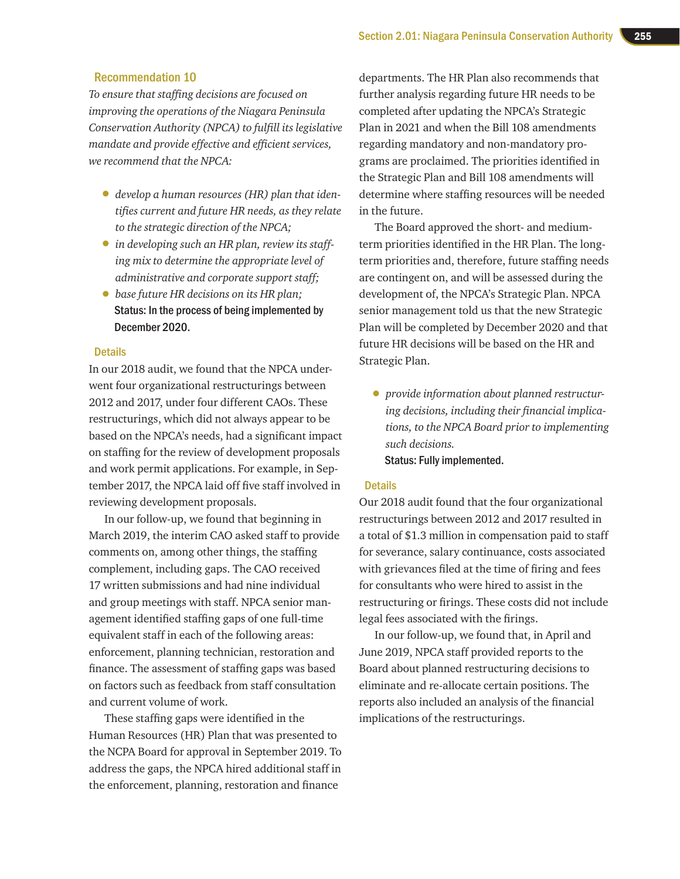### Recommendation 10

*To ensure that staffing decisions are focused on improving the operations of the Niagara Peninsula Conservation Authority (NPCA) to fulfill its legislative mandate and provide effective and efficient services, we recommend that the NPCA:*

- *develop a human resources (HR) plan that identifies current and future HR needs, as they relate to the strategic direction of the NPCA;*
- *in developing such an HR plan, review its staffing mix to determine the appropriate level of administrative and corporate support staff;*
- *base future HR decisions on its HR plan;*

**Status: In the process of being implemented by December 2020.**

#### Details

In our 2018 audit, we found that the NPCA underwent four organizational restructurings between 2012 and 2017, under four different CAOs. These restructurings, which did not always appear to be based on the NPCA's needs, had a significant impact on staffing for the review of development proposals and work permit applications. For example, in September 2017, the NPCA laid off five staff involved in reviewing development proposals.

In our follow-up, we found that beginning in March 2019, the interim CAO asked staff to provide comments on, among other things, the staffing complement, including gaps. The CAO received 17 written submissions and had nine individual and group meetings with staff. NPCA senior management identified staffing gaps of one full-time equivalent staff in each of the following areas: enforcement, planning technician, restoration and finance. The assessment of staffing gaps was based on factors such as feedback from staff consultation and current volume of work.

These staffing gaps were identified in the Human Resources (HR) Plan that was presented to the NCPA Board for approval in September 2019. To address the gaps, the NPCA hired additional staff in the enforcement, planning, restoration and finance departments. The HR Plan also recommends that further analysis regarding future HR needs to be completed after updating the NPCA's Strategic Plan in 2021 and when the Bill 108 amendments regarding mandatory and non-mandatory programs are proclaimed. The priorities identified in the Strategic Plan and Bill 108 amendments will determine where staffing resources will be needed in the future.

The Board approved the short- and medium-term priorities identified in the HR Plan. The long-term priorities and, therefore, future staffing needs are contingent on, and will be assessed during the development of, the NPCA's Strategic Plan. NPCA senior management told us that the new Strategic Plan will be completed by December 2020 and that future HR decisions will be based on the HR and Strategic Plan.

- *provide information about planned restructuring decisions, including their financial implications, to the NPCA Board prior to implementing such decisions.*

**Status: Fully implemented.**

#### Details

Our 2018 audit found that the four organizational restructurings between 2012 and 2017 resulted in a total of $1.3 million in compensation paid to staff for severance, salary continuance, costs associated with grievances filed at the time of firing and fees for consultants who were hired to assist in the restructuring or firings. These costs did not include legal fees associated with the firings.

In our follow-up, we found that, in April and June 2019, NPCA staff provided reports to the Board about planned restructuring decisions to eliminate and re-allocate certain positions. The reports also included an analysis of the financial implications of the restructurings.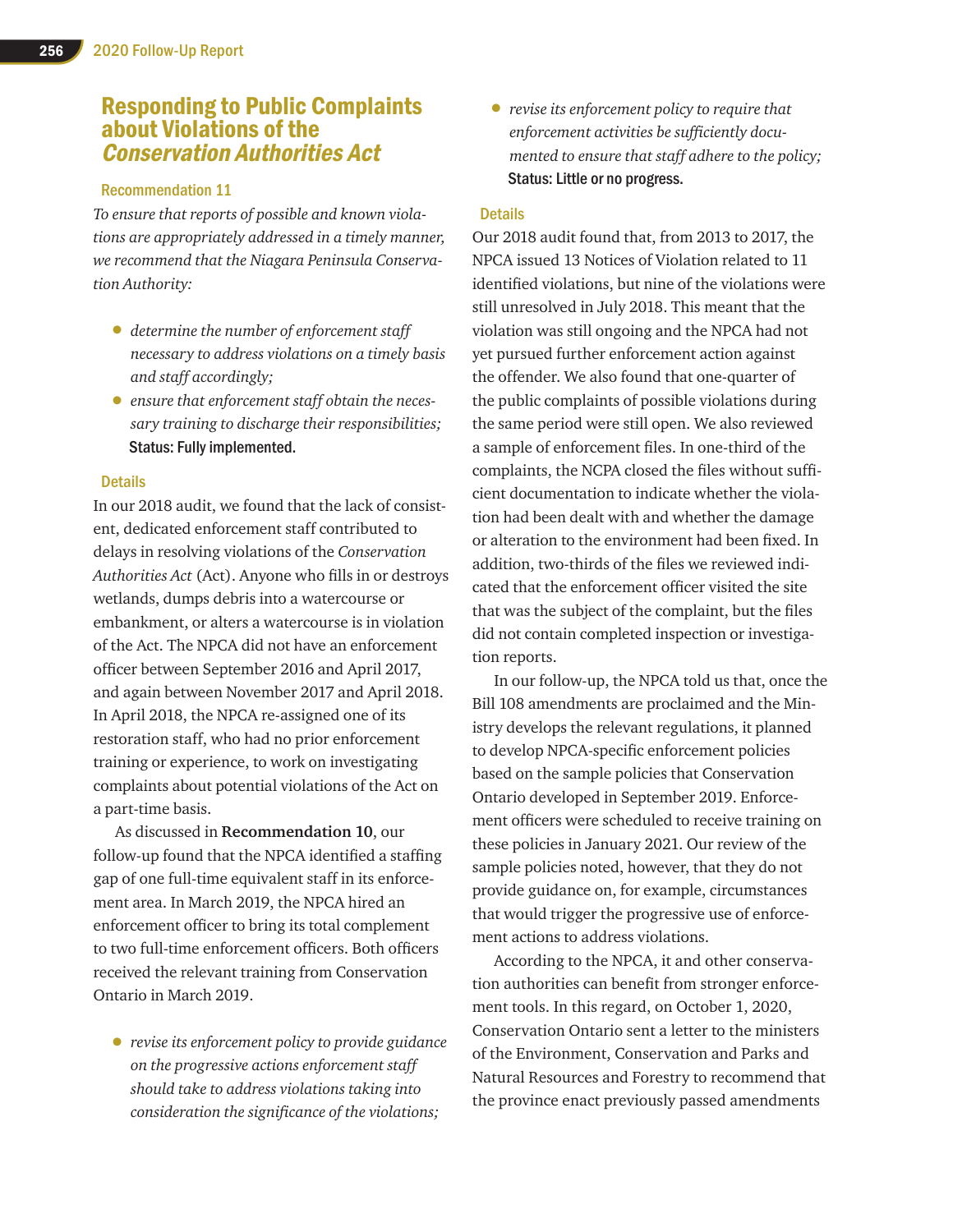## Responding to Public Complaints about Violations of the *Conservation Authorities Act*

### Recommendation 11

*To ensure that reports of possible and known violations are appropriately addressed in a timely manner, we recommend that the Niagara Peninsula Conservation Authority:*

- *determine the number of enforcement staff necessary to address violations on a timely basis and staff accordingly;*
- *ensure that enforcement staff obtain the necessary training to discharge their responsibilities;*

**Status: Fully implemented.**

### Details

In our 2018 audit, we found that the lack of consistent, dedicated enforcement staff contributed to delays in resolving violations of the *Conservation Authorities Act* (Act). Anyone who fills in or destroys wetlands, dumps debris into a watercourse or embankment, or alters a watercourse is in violation of the Act. The NPCA did not have an enforcement officer between September 2016 and April 2017, and again between November 2017 and April 2018. In April 2018, the NPCA re-assigned one of its restoration staff, who had no prior enforcement training or experience, to work on investigating complaints about potential violations of the Act on a part-time basis.

As discussed in **Recommendation 10**, our follow-up found that the NPCA identified a staffing gap of one full-time equivalent staff in its enforcement area. In March 2019, the NPCA hired an enforcement officer to bring its total complement to two full-time enforcement officers. Both officers received the relevant training from Conservation Ontario in March 2019.

- *revise its enforcement policy to provide guidance on the progressive actions enforcement staff should take to address violations taking into consideration the significance of the violations;*
- *revise its enforcement policy to require that enforcement activities be sufficiently documented to ensure that staff adhere to the policy;*

**Status: Little or no progress.**

### Details

Our 2018 audit found that, from 2013 to 2017, the NPCA issued 13 Notices of Violation related to 11 identified violations, but nine of the violations were still unresolved in July 2018. This meant that the violation was still ongoing and the NPCA had not yet pursued further enforcement action against the offender. We also found that one-quarter of the public complaints of possible violations during the same period were still open. We also reviewed a sample of enforcement files. In one-third of the complaints, the NCPA closed the files without sufficient documentation to indicate whether the violation had been dealt with and whether the damage or alteration to the environment had been fixed. In addition, two-thirds of the files we reviewed indicated that the enforcement officer visited the site that was the subject of the complaint, but the files did not contain completed inspection or investigation reports.

In our follow-up, the NPCA told us that, once the Bill 108 amendments are proclaimed and the Ministry develops the relevant regulations, it planned to develop NPCA-specific enforcement policies based on the sample policies that Conservation Ontario developed in September 2019. Enforcement officers were scheduled to receive training on these policies in January 2021. Our review of the sample policies noted, however, that they do not provide guidance on, for example, circumstances that would trigger the progressive use of enforcement actions to address violations.

According to the NPCA, it and other conservation authorities can benefit from stronger enforcement tools. In this regard, on October 1, 2020, Conservation Ontario sent a letter to the ministers of the Environment, Conservation and Parks and Natural Resources and Forestry to recommend that the province enact previously passed amendments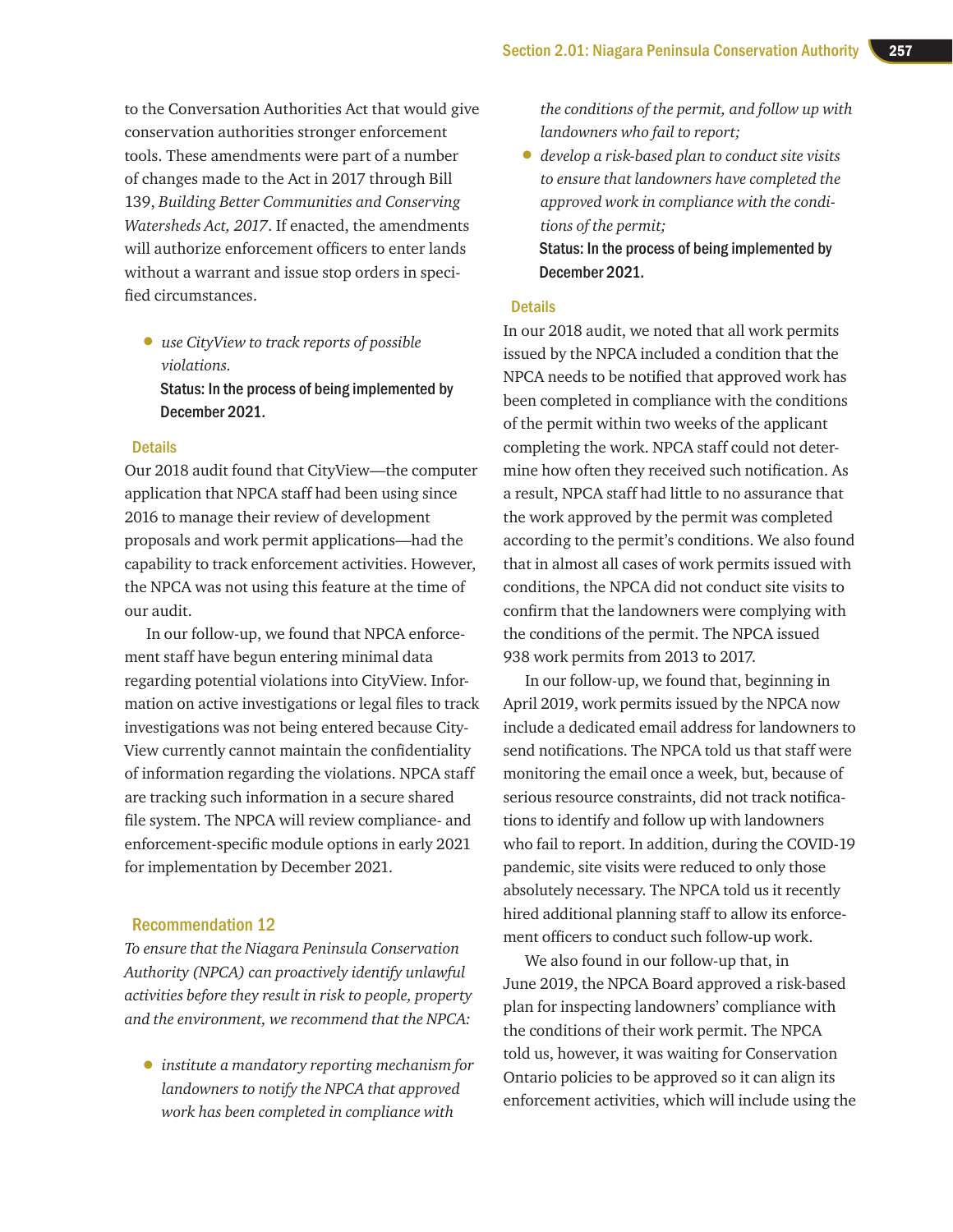to the Conversation Authorities Act that would give conservation authorities stronger enforcement tools. These amendments were part of a number of changes made to the Act in 2017 through Bill 139, *Building Better Communities and Conserving Watersheds Act, 2017*. If enacted, the amendments will authorize enforcement officers to enter lands without a warrant and issue stop orders in specified circumstances.

- *use CityView to track reports of possible violations.*

  **Status: In the process of being implemented by December 2021.**

### Details

Our 2018 audit found that CityView—the computer application that NPCA staff had been using since 2016 to manage their review of development proposals and work permit applications—had the capability to track enforcement activities. However, the NPCA was not using this feature at the time of our audit.

In our follow-up, we found that NPCA enforcement staff have begun entering minimal data regarding potential violations into CityView. Information on active investigations or legal files to track investigations was not being entered because CityView currently cannot maintain the confidentiality of information regarding the violations. NPCA staff are tracking such information in a secure shared file system. The NPCA will review compliance- and enforcement-specific module options in early 2021 for implementation by December 2021.

## Recommendation 12

*To ensure that the Niagara Peninsula Conservation Authority (NPCA) can proactively identify unlawful activities before they result in risk to people, property and the environment, we recommend that the NPCA:*

- *institute a mandatory reporting mechanism for landowners to notify the NPCA that approved work has been completed in compliance with the conditions of the permit, and follow up with landowners who fail to report;*
- *develop a risk-based plan to conduct site visits to ensure that landowners have completed the approved work in compliance with the conditions of the permit;*

  **Status: In the process of being implemented by December 2021.**

### Details

In our 2018 audit, we noted that all work permits issued by the NPCA included a condition that the NPCA needs to be notified that approved work has been completed in compliance with the conditions of the permit within two weeks of the applicant completing the work. NPCA staff could not determine how often they received such notification. As a result, NPCA staff had little to no assurance that the work approved by the permit was completed according to the permit's conditions. We also found that in almost all cases of work permits issued with conditions, the NPCA did not conduct site visits to confirm that the landowners were complying with the conditions of the permit. The NPCA issued 938 work permits from 2013 to 2017.

In our follow-up, we found that, beginning in April 2019, work permits issued by the NPCA now include a dedicated email address for landowners to send notifications. The NPCA told us that staff were monitoring the email once a week, but, because of serious resource constraints, did not track notifications to identify and follow up with landowners who fail to report. In addition, during the COVID-19 pandemic, site visits were reduced to only those absolutely necessary. The NPCA told us it recently hired additional planning staff to allow its enforcement officers to conduct such follow-up work.

We also found in our follow-up that, in June 2019, the NPCA Board approved a risk-based plan for inspecting landowners' compliance with the conditions of their work permit. The NPCA told us, however, it was waiting for Conservation Ontario policies to be approved so it can align its enforcement activities, which will include using the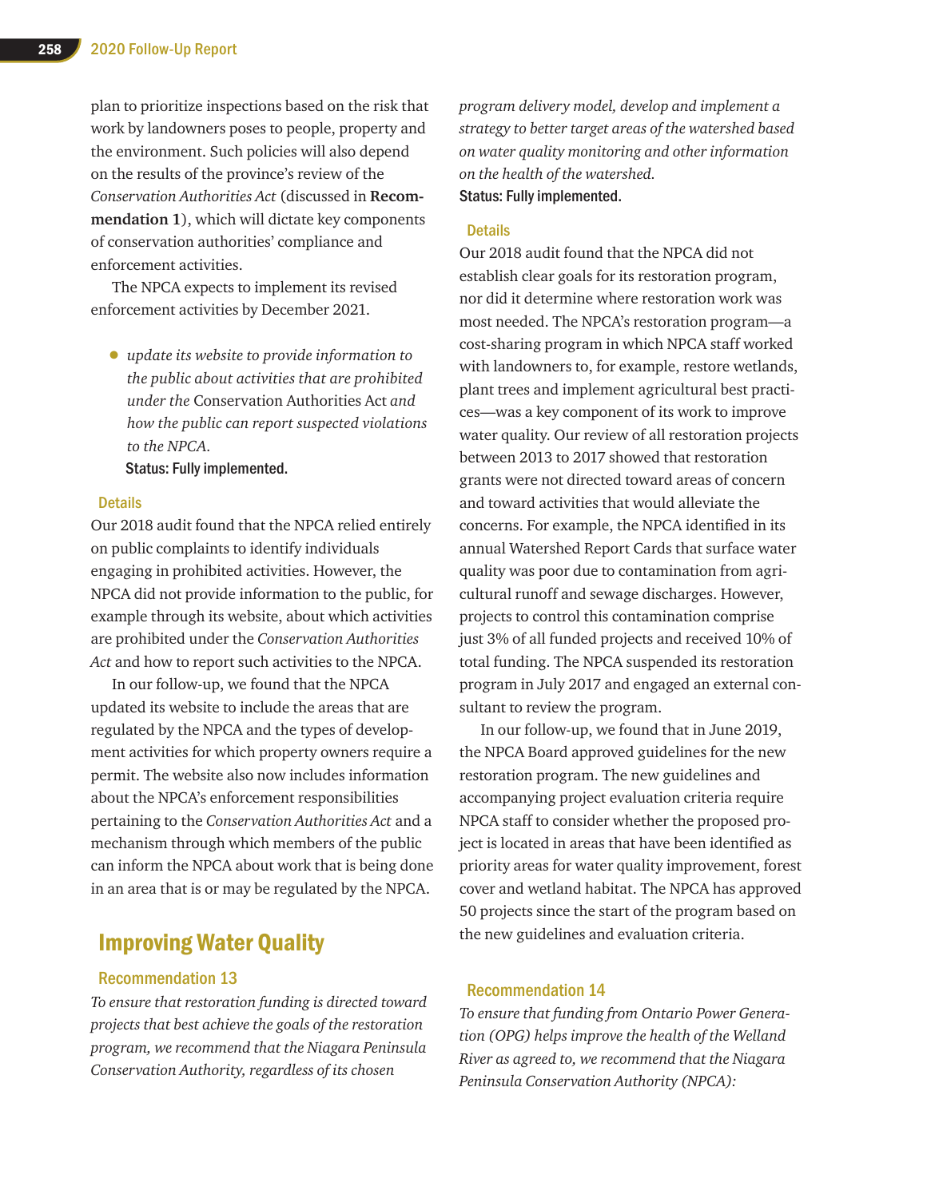plan to prioritize inspections based on the risk that work by landowners poses to people, property and the environment. Such policies will also depend on the results of the province's review of the *Conservation Authorities Act* (discussed in **Recommendation 1**), which will dictate key components of conservation authorities' compliance and enforcement activities.

The NPCA expects to implement its revised enforcement activities by December 2021.

- *update its website to provide information to the public about activities that are prohibited under the* Conservation Authorities Act *and how the public can report suspected violations to the NPCA.*

  **Status: Fully implemented.**

### Details

Our 2018 audit found that the NPCA relied entirely on public complaints to identify individuals engaging in prohibited activities. However, the NPCA did not provide information to the public, for example through its website, about which activities are prohibited under the *Conservation Authorities Act* and how to report such activities to the NPCA.

In our follow-up, we found that the NPCA updated its website to include the areas that are regulated by the NPCA and the types of development activities for which property owners require a permit. The website also now includes information about the NPCA's enforcement responsibilities pertaining to the *Conservation Authorities Act* and a mechanism through which members of the public can inform the NPCA about work that is being done in an area that is or may be regulated by the NPCA.

## Improving Water Quality

### Recommendation 13

*To ensure that restoration funding is directed toward projects that best achieve the goals of the restoration program, we recommend that the Niagara Peninsula Conservation Authority, regardless of its chosen program delivery model, develop and implement a strategy to better target areas of the watershed based on water quality monitoring and other information on the health of the watershed.*

**Status: Fully implemented.**

### Details

Our 2018 audit found that the NPCA did not establish clear goals for its restoration program, nor did it determine where restoration work was most needed. The NPCA's restoration program—a cost-sharing program in which NPCA staff worked with landowners to, for example, restore wetlands, plant trees and implement agricultural best practices—was a key component of its work to improve water quality. Our review of all restoration projects between 2013 to 2017 showed that restoration grants were not directed toward areas of concern and toward activities that would alleviate the concerns. For example, the NPCA identified in its annual Watershed Report Cards that surface water quality was poor due to contamination from agricultural runoff and sewage discharges. However, projects to control this contamination comprise just 3% of all funded projects and received 10% of total funding. The NPCA suspended its restoration program in July 2017 and engaged an external consultant to review the program.

In our follow-up, we found that in June 2019, the NPCA Board approved guidelines for the new restoration program. The new guidelines and accompanying project evaluation criteria require NPCA staff to consider whether the proposed project is located in areas that have been identified as priority areas for water quality improvement, forest cover and wetland habitat. The NPCA has approved 50 projects since the start of the program based on the new guidelines and evaluation criteria.

### Recommendation 14

*To ensure that funding from Ontario Power Generation (OPG) helps improve the health of the Welland River as agreed to, we recommend that the Niagara Peninsula Conservation Authority (NPCA):*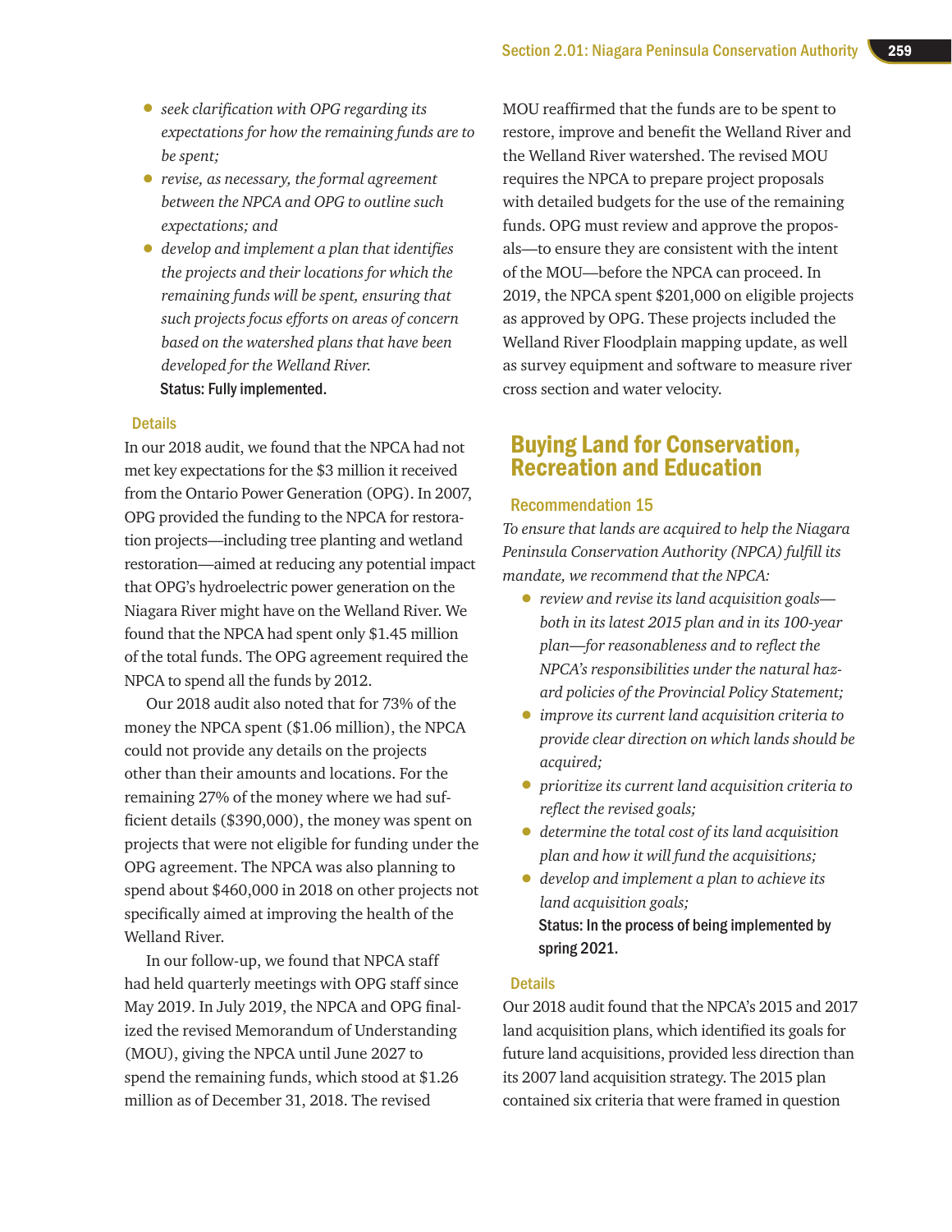- *seek clarification with OPG regarding its expectations for how the remaining funds are to be spent;*
- *revise, as necessary, the formal agreement between the NPCA and OPG to outline such expectations; and*
- *develop and implement a plan that identifies the projects and their locations for which the remaining funds will be spent, ensuring that such projects focus efforts on areas of concern based on the watershed plans that have been developed for the Welland River.*

Status: Fully implemented.

### Details

In our 2018 audit, we found that the NPCA had not met key expectations for the $3 million it received from the Ontario Power Generation (OPG). In 2007, OPG provided the funding to the NPCA for restoration projects—including tree planting and wetland restoration—aimed at reducing any potential impact that OPG's hydroelectric power generation on the Niagara River might have on the Welland River. We found that the NPCA had spent only $1.45 million of the total funds. The OPG agreement required the NPCA to spend all the funds by 2012.

Our 2018 audit also noted that for 73% of the money the NPCA spent ($1.06 million), the NPCA could not provide any details on the projects other than their amounts and locations. For the remaining 27% of the money where we had sufficient details ($390,000), the money was spent on projects that were not eligible for funding under the OPG agreement. The NPCA was also planning to spend about $460,000 in 2018 on other projects not specifically aimed at improving the health of the Welland River.

In our follow-up, we found that NPCA staff had held quarterly meetings with OPG staff since May 2019. In July 2019, the NPCA and OPG finalized the revised Memorandum of Understanding (MOU), giving the NPCA until June 2027 to spend the remaining funds, which stood at $1.26 million as of December 31, 2018. The revised MOU reaffirmed that the funds are to be spent to restore, improve and benefit the Welland River and the Welland River watershed. The revised MOU requires the NPCA to prepare project proposals with detailed budgets for the use of the remaining funds. OPG must review and approve the proposals—to ensure they are consistent with the intent of the MOU—before the NPCA can proceed. In 2019, the NPCA spent $201,000 on eligible projects as approved by OPG. These projects included the Welland River Floodplain mapping update, as well as survey equipment and software to measure river cross section and water velocity.

## Buying Land for Conservation, Recreation and Education

### Recommendation 15

*To ensure that lands are acquired to help the Niagara Peninsula Conservation Authority (NPCA) fulfill its mandate, we recommend that the NPCA:*

- *review and revise its land acquisition goals—both in its latest 2015 plan and in its 100-year plan—for reasonableness and to reflect the NPCA's responsibilities under the natural hazard policies of the Provincial Policy Statement;*
- *improve its current land acquisition criteria to provide clear direction on which lands should be acquired;*
- *prioritize its current land acquisition criteria to reflect the revised goals;*
- *determine the total cost of its land acquisition plan and how it will fund the acquisitions;*
- *develop and implement a plan to achieve its land acquisition goals;*

Status: In the process of being implemented by spring 2021.

### Details

Our 2018 audit found that the NPCA's 2015 and 2017 land acquisition plans, which identified its goals for future land acquisitions, provided less direction than its 2007 land acquisition strategy. The 2015 plan contained six criteria that were framed in question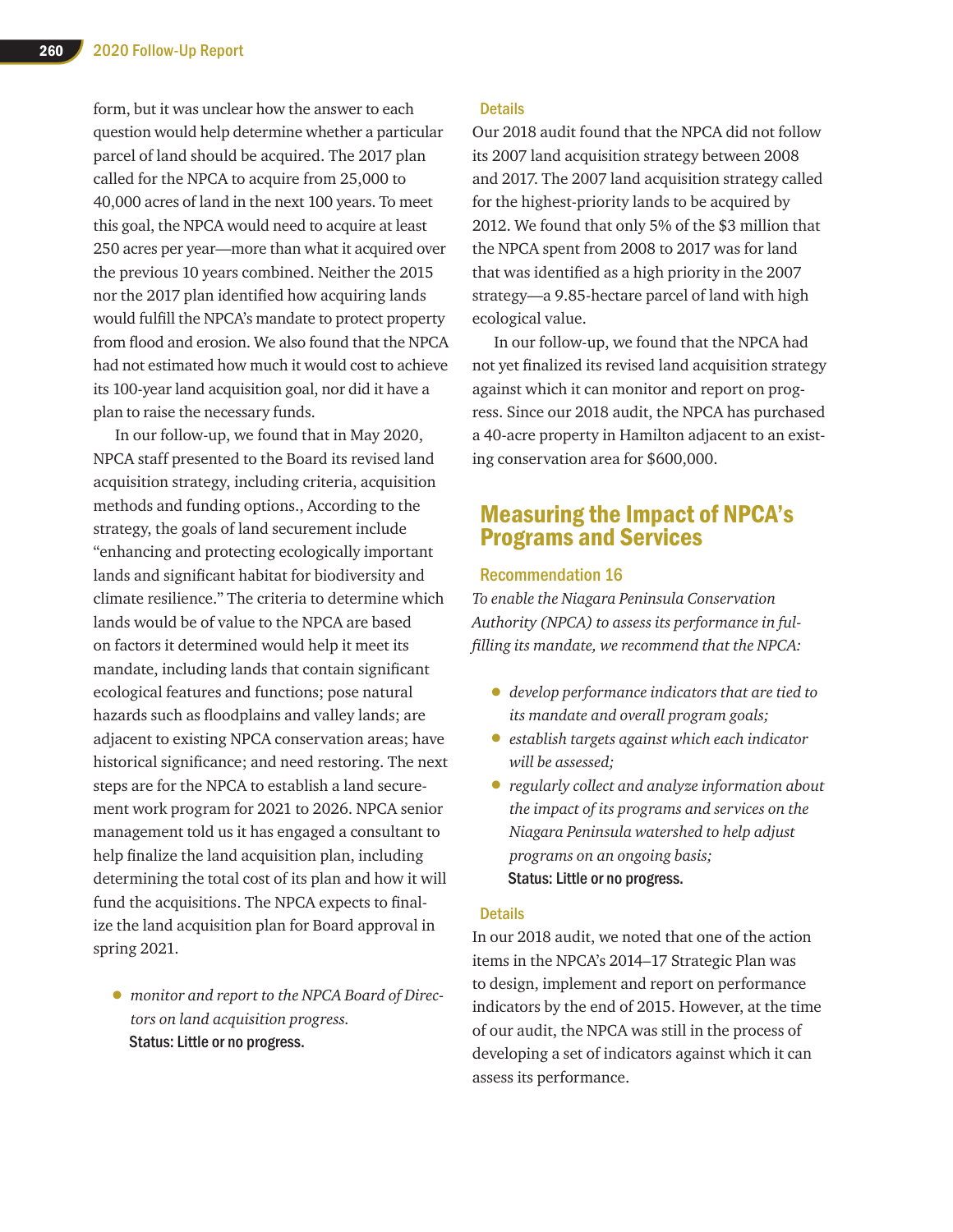form, but it was unclear how the answer to each question would help determine whether a particular parcel of land should be acquired. The 2017 plan called for the NPCA to acquire from 25,000 to 40,000 acres of land in the next 100 years. To meet this goal, the NPCA would need to acquire at least 250 acres per year—more than what it acquired over the previous 10 years combined. Neither the 2015 nor the 2017 plan identified how acquiring lands would fulfill the NPCA's mandate to protect property from flood and erosion. We also found that the NPCA had not estimated how much it would cost to achieve its 100-year land acquisition goal, nor did it have a plan to raise the necessary funds.

In our follow-up, we found that in May 2020, NPCA staff presented to the Board its revised land acquisition strategy, including criteria, acquisition methods and funding options., According to the strategy, the goals of land securement include "enhancing and protecting ecologically important lands and significant habitat for biodiversity and climate resilience." The criteria to determine which lands would be of value to the NPCA are based on factors it determined would help it meet its mandate, including lands that contain significant ecological features and functions; pose natural hazards such as floodplains and valley lands; are adjacent to existing NPCA conservation areas; have historical significance; and need restoring. The next steps are for the NPCA to establish a land securement work program for 2021 to 2026. NPCA senior management told us it has engaged a consultant to help finalize the land acquisition plan, including determining the total cost of its plan and how it will fund the acquisitions. The NPCA expects to finalize the land acquisition plan for Board approval in spring 2021.

- *monitor and report to the NPCA Board of Directors on land acquisition progress.*

  **Status: Little or no progress.**

### Details

Our 2018 audit found that the NPCA did not follow its 2007 land acquisition strategy between 2008 and 2017. The 2007 land acquisition strategy called for the highest-priority lands to be acquired by 2012. We found that only 5% of the $3 million that the NPCA spent from 2008 to 2017 was for land that was identified as a high priority in the 2007 strategy—a 9.85-hectare parcel of land with high ecological value.

In our follow-up, we found that the NPCA had not yet finalized its revised land acquisition strategy against which it can monitor and report on progress. Since our 2018 audit, the NPCA has purchased a 40-acre property in Hamilton adjacent to an existing conservation area for $600,000.

## Measuring the Impact of NPCA's Programs and Services

### Recommendation 16

*To enable the Niagara Peninsula Conservation Authority (NPCA) to assess its performance in fulfilling its mandate, we recommend that the NPCA:*

- *develop performance indicators that are tied to its mandate and overall program goals;*
- *establish targets against which each indicator will be assessed;*
- *regularly collect and analyze information about the impact of its programs and services on the Niagara Peninsula watershed to help adjust programs on an ongoing basis;*

  **Status: Little or no progress.**

### Details

In our 2018 audit, we noted that one of the action items in the NPCA's 2014–17 Strategic Plan was to design, implement and report on performance indicators by the end of 2015. However, at the time of our audit, the NPCA was still in the process of developing a set of indicators against which it can assess its performance.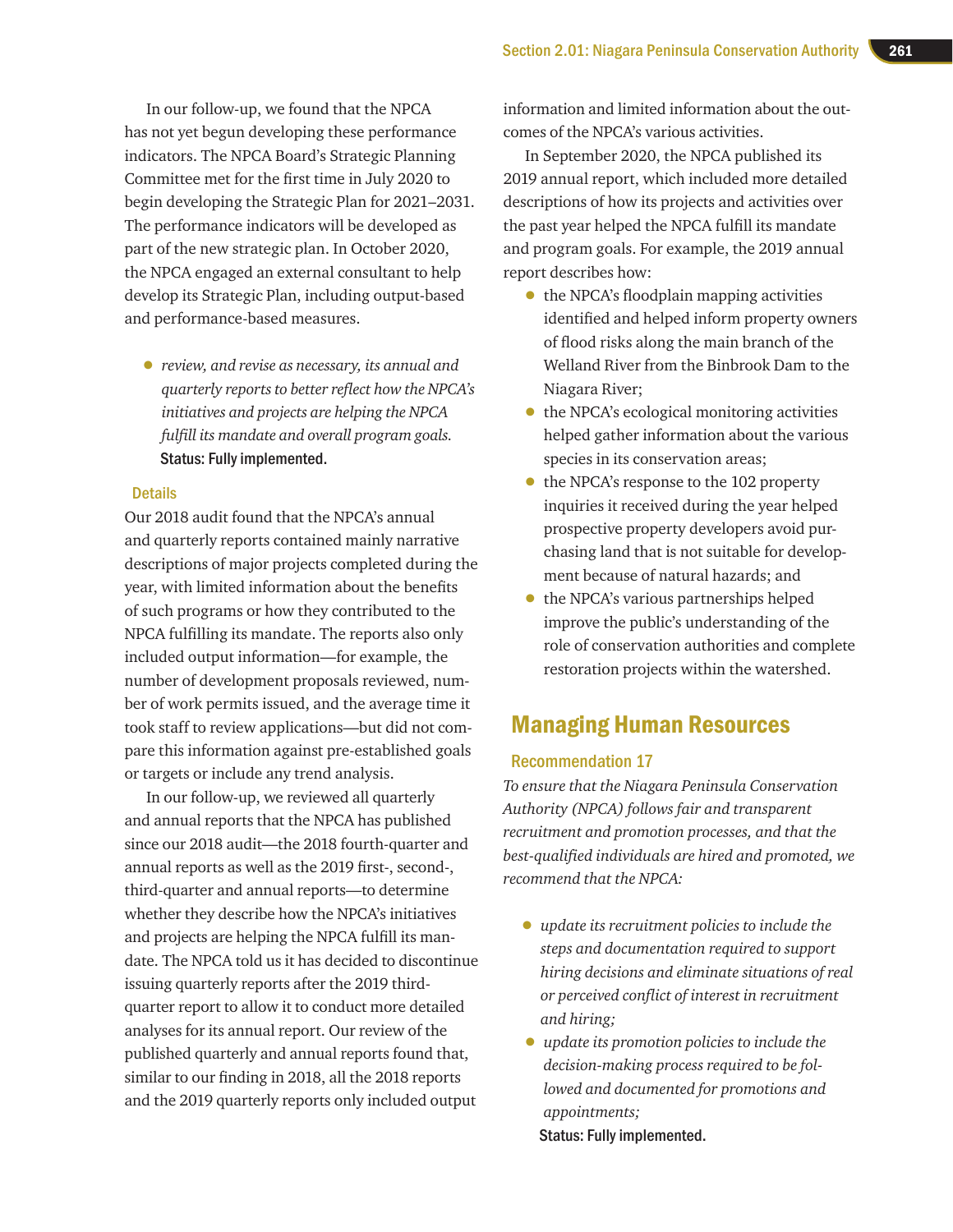In our follow-up, we found that the NPCA has not yet begun developing these performance indicators. The NPCA Board's Strategic Planning Committee met for the first time in July 2020 to begin developing the Strategic Plan for 2021–2031. The performance indicators will be developed as part of the new strategic plan. In October 2020, the NPCA engaged an external consultant to help develop its Strategic Plan, including output-based and performance-based measures.

- *review, and revise as necessary, its annual and quarterly reports to better reflect how the NPCA's initiatives and projects are helping the NPCA fulfill its mandate and overall program goals.*
  **Status: Fully implemented.**

### Details

Our 2018 audit found that the NPCA's annual and quarterly reports contained mainly narrative descriptions of major projects completed during the year, with limited information about the benefits of such programs or how they contributed to the NPCA fulfilling its mandate. The reports also only included output information—for example, the number of development proposals reviewed, number of work permits issued, and the average time it took staff to review applications—but did not compare this information against pre-established goals or targets or include any trend analysis.

In our follow-up, we reviewed all quarterly and annual reports that the NPCA has published since our 2018 audit—the 2018 fourth-quarter and annual reports as well as the 2019 first-, second-, third-quarter and annual reports—to determine whether they describe how the NPCA's initiatives and projects are helping the NPCA fulfill its mandate. The NPCA told us it has decided to discontinue issuing quarterly reports after the 2019 third-quarter report to allow it to conduct more detailed analyses for its annual report. Our review of the published quarterly and annual reports found that, similar to our finding in 2018, all the 2018 reports and the 2019 quarterly reports only included output information and limited information about the outcomes of the NPCA's various activities.

In September 2020, the NPCA published its 2019 annual report, which included more detailed descriptions of how its projects and activities over the past year helped the NPCA fulfill its mandate and program goals. For example, the 2019 annual report describes how:

- the NPCA's floodplain mapping activities identified and helped inform property owners of flood risks along the main branch of the Welland River from the Binbrook Dam to the Niagara River;
- the NPCA's ecological monitoring activities helped gather information about the various species in its conservation areas;
- the NPCA's response to the 102 property inquiries it received during the year helped prospective property developers avoid purchasing land that is not suitable for development because of natural hazards; and
- the NPCA's various partnerships helped improve the public's understanding of the role of conservation authorities and complete restoration projects within the watershed.

## Managing Human Resources

### Recommendation 17

*To ensure that the Niagara Peninsula Conservation Authority (NPCA) follows fair and transparent recruitment and promotion processes, and that the best-qualified individuals are hired and promoted, we recommend that the NPCA:*

- *update its recruitment policies to include the steps and documentation required to support hiring decisions and eliminate situations of real or perceived conflict of interest in recruitment and hiring;*
- *update its promotion policies to include the decision-making process required to be followed and documented for promotions and appointments;*
  **Status: Fully implemented.**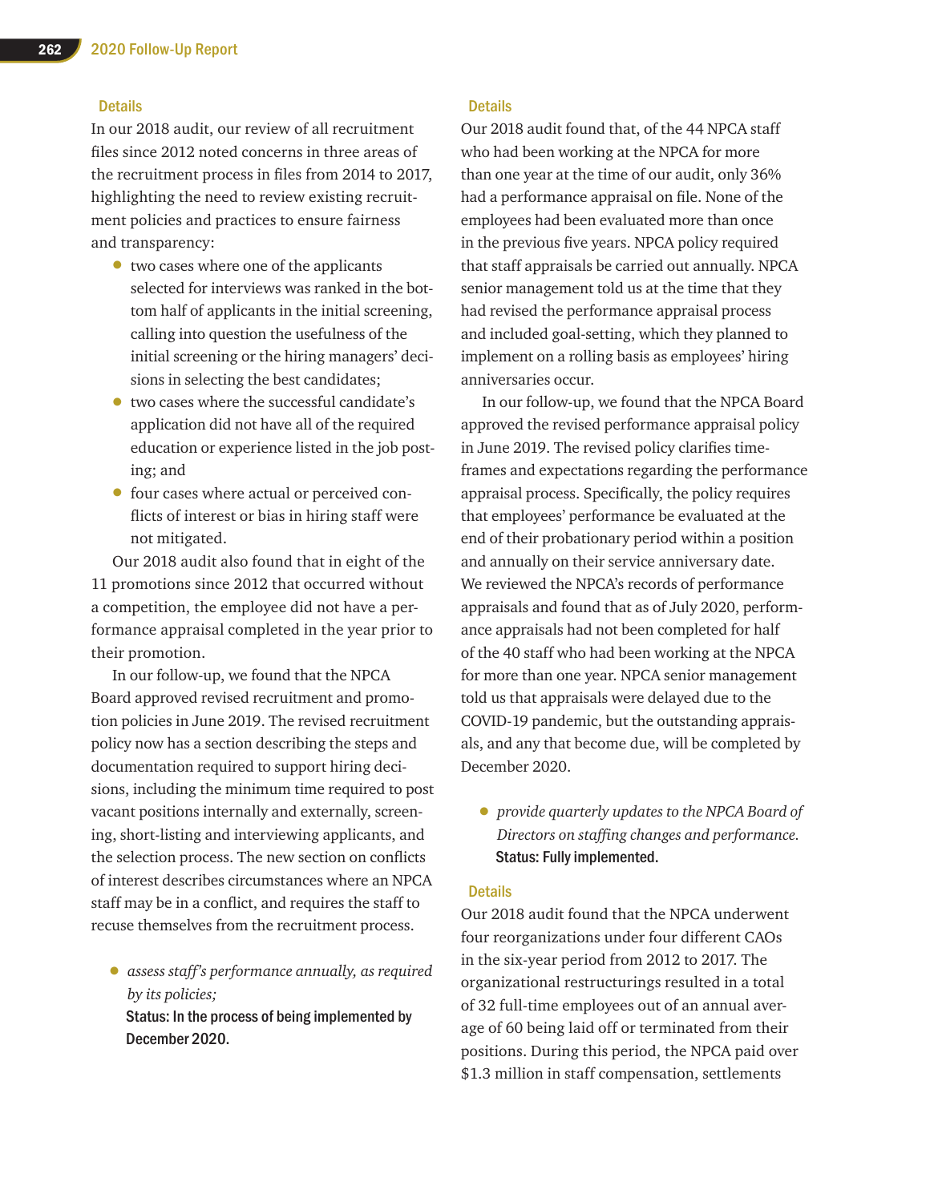#### Details

In our 2018 audit, our review of all recruitment files since 2012 noted concerns in three areas of the recruitment process in files from 2014 to 2017, highlighting the need to review existing recruitment policies and practices to ensure fairness and transparency:

- two cases where one of the applicants selected for interviews was ranked in the bottom half of applicants in the initial screening, calling into question the usefulness of the initial screening or the hiring managers' decisions in selecting the best candidates;
- two cases where the successful candidate's application did not have all of the required education or experience listed in the job posting; and
- four cases where actual or perceived conflicts of interest or bias in hiring staff were not mitigated.

Our 2018 audit also found that in eight of the 11 promotions since 2012 that occurred without a competition, the employee did not have a performance appraisal completed in the year prior to their promotion.

In our follow-up, we found that the NPCA Board approved revised recruitment and promotion policies in June 2019. The revised recruitment policy now has a section describing the steps and documentation required to support hiring decisions, including the minimum time required to post vacant positions internally and externally, screening, short-listing and interviewing applicants, and the selection process. The new section on conflicts of interest describes circumstances where an NPCA staff may be in a conflict, and requires the staff to recuse themselves from the recruitment process.

- *assess staff's performance annually, as required by its policies;*

  **Status: In the process of being implemented by December 2020.**

#### Details

Our 2018 audit found that, of the 44 NPCA staff who had been working at the NPCA for more than one year at the time of our audit, only 36% had a performance appraisal on file. None of the employees had been evaluated more than once in the previous five years. NPCA policy required that staff appraisals be carried out annually. NPCA senior management told us at the time that they had revised the performance appraisal process and included goal-setting, which they planned to implement on a rolling basis as employees' hiring anniversaries occur.

In our follow-up, we found that the NPCA Board approved the revised performance appraisal policy in June 2019. The revised policy clarifies timeframes and expectations regarding the performance appraisal process. Specifically, the policy requires that employees' performance be evaluated at the end of their probationary period within a position and annually on their service anniversary date. We reviewed the NPCA's records of performance appraisals and found that as of July 2020, performance appraisals had not been completed for half of the 40 staff who had been working at the NPCA for more than one year. NPCA senior management told us that appraisals were delayed due to the COVID-19 pandemic, but the outstanding appraisals, and any that become due, will be completed by December 2020.

- *provide quarterly updates to the NPCA Board of Directors on staffing changes and performance.*

  **Status: Fully implemented.**

#### Details

Our 2018 audit found that the NPCA underwent four reorganizations under four different CAOs in the six-year period from 2012 to 2017. The organizational restructurings resulted in a total of 32 full-time employees out of an annual average of 60 being laid off or terminated from their positions. During this period, the NPCA paid over $1.3 million in staff compensation, settlements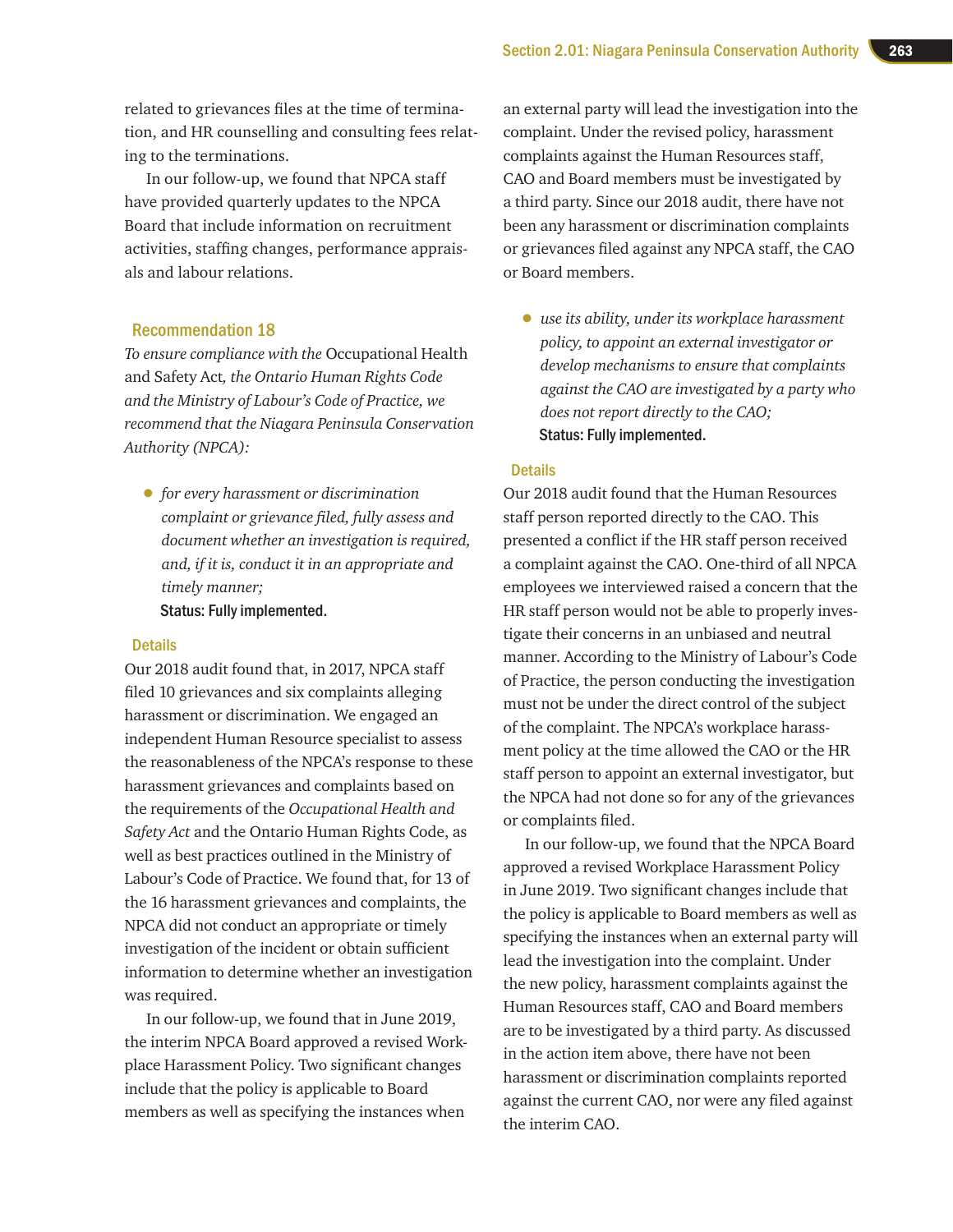related to grievances files at the time of termination, and HR counselling and consulting fees relating to the terminations.

In our follow-up, we found that NPCA staff have provided quarterly updates to the NPCA Board that include information on recruitment activities, staffing changes, performance appraisals and labour relations.

### Recommendation 18

*To ensure compliance with the* Occupational Health and Safety Act*, the Ontario Human Rights Code and the Ministry of Labour's Code of Practice, we recommend that the Niagara Peninsula Conservation Authority (NPCA):*

- *for every harassment or discrimination complaint or grievance filed, fully assess and document whether an investigation is required, and, if it is, conduct it in an appropriate and timely manner;*

  **Status: Fully implemented.**

#### Details

Our 2018 audit found that, in 2017, NPCA staff filed 10 grievances and six complaints alleging harassment or discrimination. We engaged an independent Human Resource specialist to assess the reasonableness of the NPCA's response to these harassment grievances and complaints based on the requirements of the *Occupational Health and Safety Act* and the Ontario Human Rights Code, as well as best practices outlined in the Ministry of Labour's Code of Practice. We found that, for 13 of the 16 harassment grievances and complaints, the NPCA did not conduct an appropriate or timely investigation of the incident or obtain sufficient information to determine whether an investigation was required.

In our follow-up, we found that in June 2019, the interim NPCA Board approved a revised Workplace Harassment Policy. Two significant changes include that the policy is applicable to Board members as well as specifying the instances when an external party will lead the investigation into the complaint. Under the revised policy, harassment complaints against the Human Resources staff, CAO and Board members must be investigated by a third party. Since our 2018 audit, there have not been any harassment or discrimination complaints or grievances filed against any NPCA staff, the CAO or Board members.

- *use its ability, under its workplace harassment policy, to appoint an external investigator or develop mechanisms to ensure that complaints against the CAO are investigated by a party who does not report directly to the CAO;*

  **Status: Fully implemented.**

#### Details

Our 2018 audit found that the Human Resources staff person reported directly to the CAO. This presented a conflict if the HR staff person received a complaint against the CAO. One-third of all NPCA employees we interviewed raised a concern that the HR staff person would not be able to properly investigate their concerns in an unbiased and neutral manner. According to the Ministry of Labour's Code of Practice, the person conducting the investigation must not be under the direct control of the subject of the complaint. The NPCA's workplace harassment policy at the time allowed the CAO or the HR staff person to appoint an external investigator, but the NPCA had not done so for any of the grievances or complaints filed.

In our follow-up, we found that the NPCA Board approved a revised Workplace Harassment Policy in June 2019. Two significant changes include that the policy is applicable to Board members as well as specifying the instances when an external party will lead the investigation into the complaint. Under the new policy, harassment complaints against the Human Resources staff, CAO and Board members are to be investigated by a third party. As discussed in the action item above, there have not been harassment or discrimination complaints reported against the current CAO, nor were any filed against the interim CAO.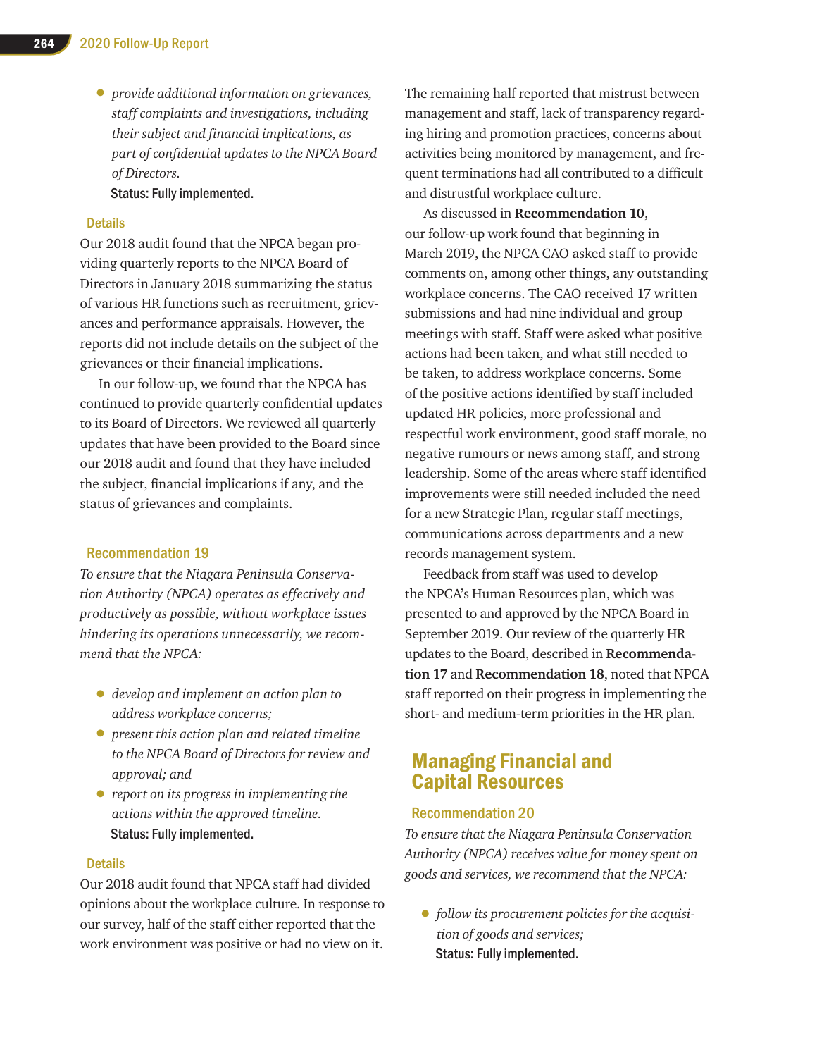- *provide additional information on grievances, staff complaints and investigations, including their subject and financial implications, as part of confidential updates to the NPCA Board of Directors.*

  **Status: Fully implemented.**

### Details

Our 2018 audit found that the NPCA began providing quarterly reports to the NPCA Board of Directors in January 2018 summarizing the status of various HR functions such as recruitment, grievances and performance appraisals. However, the reports did not include details on the subject of the grievances or their financial implications.

In our follow-up, we found that the NPCA has continued to provide quarterly confidential updates to its Board of Directors. We reviewed all quarterly updates that have been provided to the Board since our 2018 audit and found that they have included the subject, financial implications if any, and the status of grievances and complaints.

### Recommendation 19

*To ensure that the Niagara Peninsula Conservation Authority (NPCA) operates as effectively and productively as possible, without workplace issues hindering its operations unnecessarily, we recommend that the NPCA:*

- *develop and implement an action plan to address workplace concerns;*
- *present this action plan and related timeline to the NPCA Board of Directors for review and approval; and*
- *report on its progress in implementing the actions within the approved timeline.*

  **Status: Fully implemented.**

### Details

Our 2018 audit found that NPCA staff had divided opinions about the workplace culture. In response to our survey, half of the staff either reported that the work environment was positive or had no view on it. The remaining half reported that mistrust between management and staff, lack of transparency regarding hiring and promotion practices, concerns about activities being monitored by management, and frequent terminations had all contributed to a difficult and distrustful workplace culture.

As discussed in **Recommendation 10**, our follow-up work found that beginning in March 2019, the NPCA CAO asked staff to provide comments on, among other things, any outstanding workplace concerns. The CAO received 17 written submissions and had nine individual and group meetings with staff. Staff were asked what positive actions had been taken, and what still needed to be taken, to address workplace concerns. Some of the positive actions identified by staff included updated HR policies, more professional and respectful work environment, good staff morale, no negative rumours or news among staff, and strong leadership. Some of the areas where staff identified improvements were still needed included the need for a new Strategic Plan, regular staff meetings, communications across departments and a new records management system.

Feedback from staff was used to develop the NPCA's Human Resources plan, which was presented to and approved by the NPCA Board in September 2019. Our review of the quarterly HR updates to the Board, described in **Recommendation 17** and **Recommendation 18**, noted that NPCA staff reported on their progress in implementing the short- and medium-term priorities in the HR plan.

## Managing Financial and Capital Resources

### Recommendation 20

*To ensure that the Niagara Peninsula Conservation Authority (NPCA) receives value for money spent on goods and services, we recommend that the NPCA:*

- *follow its procurement policies for the acquisition of goods and services;*

  **Status: Fully implemented.**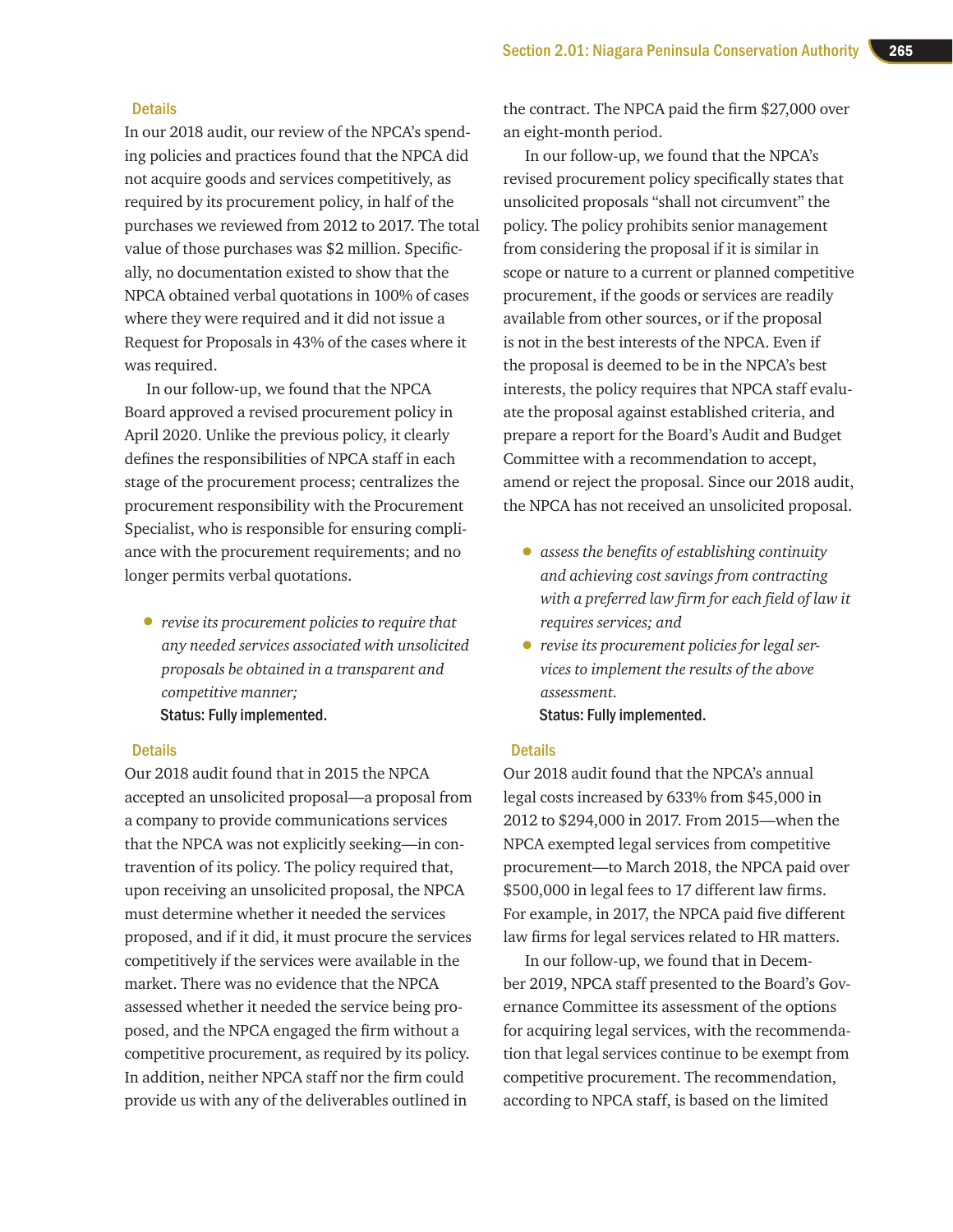#### Details

In our 2018 audit, our review of the NPCA's spending policies and practices found that the NPCA did not acquire goods and services competitively, as required by its procurement policy, in half of the purchases we reviewed from 2012 to 2017. The total value of those purchases was $2 million. Specifically, no documentation existed to show that the NPCA obtained verbal quotations in 100% of cases where they were required and it did not issue a Request for Proposals in 43% of the cases where it was required.

In our follow-up, we found that the NPCA Board approved a revised procurement policy in April 2020. Unlike the previous policy, it clearly defines the responsibilities of NPCA staff in each stage of the procurement process; centralizes the procurement responsibility with the Procurement Specialist, who is responsible for ensuring compliance with the procurement requirements; and no longer permits verbal quotations.

- *revise its procurement policies to require that any needed services associated with unsolicited proposals be obtained in a transparent and competitive manner;*

**Status: Fully implemented.**

#### Details

Our 2018 audit found that in 2015 the NPCA accepted an unsolicited proposal—a proposal from a company to provide communications services that the NPCA was not explicitly seeking—in contravention of its policy. The policy required that, upon receiving an unsolicited proposal, the NPCA must determine whether it needed the services proposed, and if it did, it must procure the services competitively if the services were available in the market. There was no evidence that the NPCA assessed whether it needed the service being proposed, and the NPCA engaged the firm without a competitive procurement, as required by its policy. In addition, neither NPCA staff nor the firm could provide us with any of the deliverables outlined in the contract. The NPCA paid the firm $27,000 over an eight-month period.

In our follow-up, we found that the NPCA's revised procurement policy specifically states that unsolicited proposals "shall not circumvent" the policy. The policy prohibits senior management from considering the proposal if it is similar in scope or nature to a current or planned competitive procurement, if the goods or services are readily available from other sources, or if the proposal is not in the best interests of the NPCA. Even if the proposal is deemed to be in the NPCA's best interests, the policy requires that NPCA staff evaluate the proposal against established criteria, and prepare a report for the Board's Audit and Budget Committee with a recommendation to accept, amend or reject the proposal. Since our 2018 audit, the NPCA has not received an unsolicited proposal.

- *assess the benefits of establishing continuity and achieving cost savings from contracting with a preferred law firm for each field of law it requires services; and*
- *revise its procurement policies for legal services to implement the results of the above assessment.*

**Status: Fully implemented.**

#### Details

Our 2018 audit found that the NPCA's annual legal costs increased by 633% from $45,000 in 2012 to $294,000 in 2017. From 2015—when the NPCA exempted legal services from competitive procurement—to March 2018, the NPCA paid over $500,000 in legal fees to 17 different law firms. For example, in 2017, the NPCA paid five different law firms for legal services related to HR matters.

In our follow-up, we found that in December 2019, NPCA staff presented to the Board's Governance Committee its assessment of the options for acquiring legal services, with the recommendation that legal services continue to be exempt from competitive procurement. The recommendation, according to NPCA staff, is based on the limited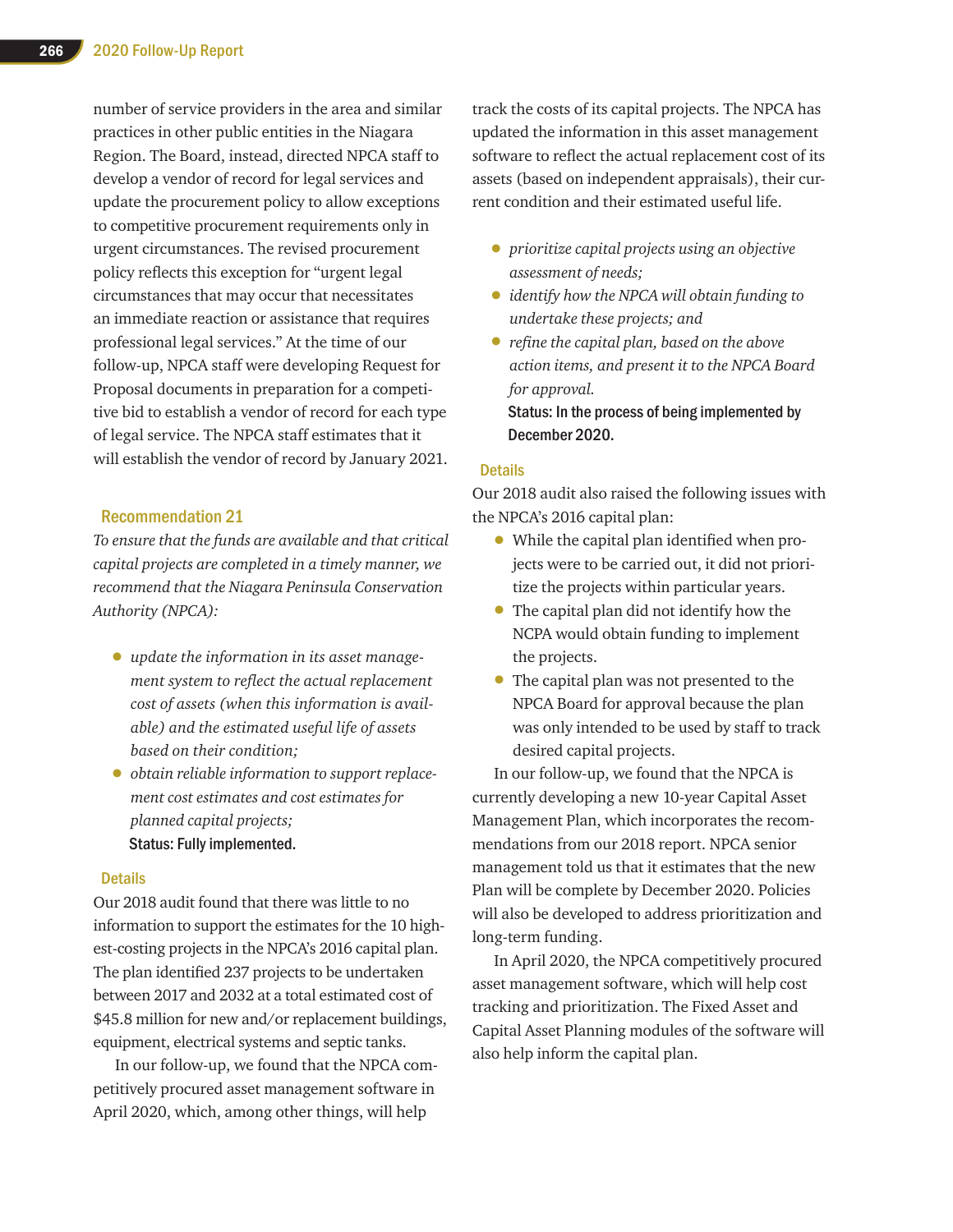number of service providers in the area and similar practices in other public entities in the Niagara Region. The Board, instead, directed NPCA staff to develop a vendor of record for legal services and update the procurement policy to allow exceptions to competitive procurement requirements only in urgent circumstances. The revised procurement policy reflects this exception for "urgent legal circumstances that may occur that necessitates an immediate reaction or assistance that requires professional legal services." At the time of our follow-up, NPCA staff were developing Request for Proposal documents in preparation for a competitive bid to establish a vendor of record for each type of legal service. The NPCA staff estimates that it will establish the vendor of record by January 2021.

### Recommendation 21

*To ensure that the funds are available and that critical capital projects are completed in a timely manner, we recommend that the Niagara Peninsula Conservation Authority (NPCA):*

- *update the information in its asset management system to reflect the actual replacement cost of assets (when this information is available) and the estimated useful life of assets based on their condition;*
- *obtain reliable information to support replacement cost estimates and cost estimates for planned capital projects;*

**Status: Fully implemented.**

#### Details

Our 2018 audit found that there was little to no information to support the estimates for the 10 highest-costing projects in the NPCA's 2016 capital plan. The plan identified 237 projects to be undertaken between 2017 and 2032 at a total estimated cost of $45.8 million for new and/or replacement buildings, equipment, electrical systems and septic tanks.

In our follow-up, we found that the NPCA competitively procured asset management software in April 2020, which, among other things, will help track the costs of its capital projects. The NPCA has updated the information in this asset management software to reflect the actual replacement cost of its assets (based on independent appraisals), their current condition and their estimated useful life.

- *prioritize capital projects using an objective assessment of needs;*
- *identify how the NPCA will obtain funding to undertake these projects; and*
- *refine the capital plan, based on the above action items, and present it to the NPCA Board for approval.*

**Status: In the process of being implemented by December 2020.**

#### Details

Our 2018 audit also raised the following issues with the NPCA's 2016 capital plan:

- While the capital plan identified when projects were to be carried out, it did not prioritize the projects within particular years.
- The capital plan did not identify how the NCPA would obtain funding to implement the projects.
- The capital plan was not presented to the NPCA Board for approval because the plan was only intended to be used by staff to track desired capital projects.

In our follow-up, we found that the NPCA is currently developing a new 10-year Capital Asset Management Plan, which incorporates the recommendations from our 2018 report. NPCA senior management told us that it estimates that the new Plan will be complete by December 2020. Policies will also be developed to address prioritization and long-term funding.

In April 2020, the NPCA competitively procured asset management software, which will help cost tracking and prioritization. The Fixed Asset and Capital Asset Planning modules of the software will also help inform the capital plan.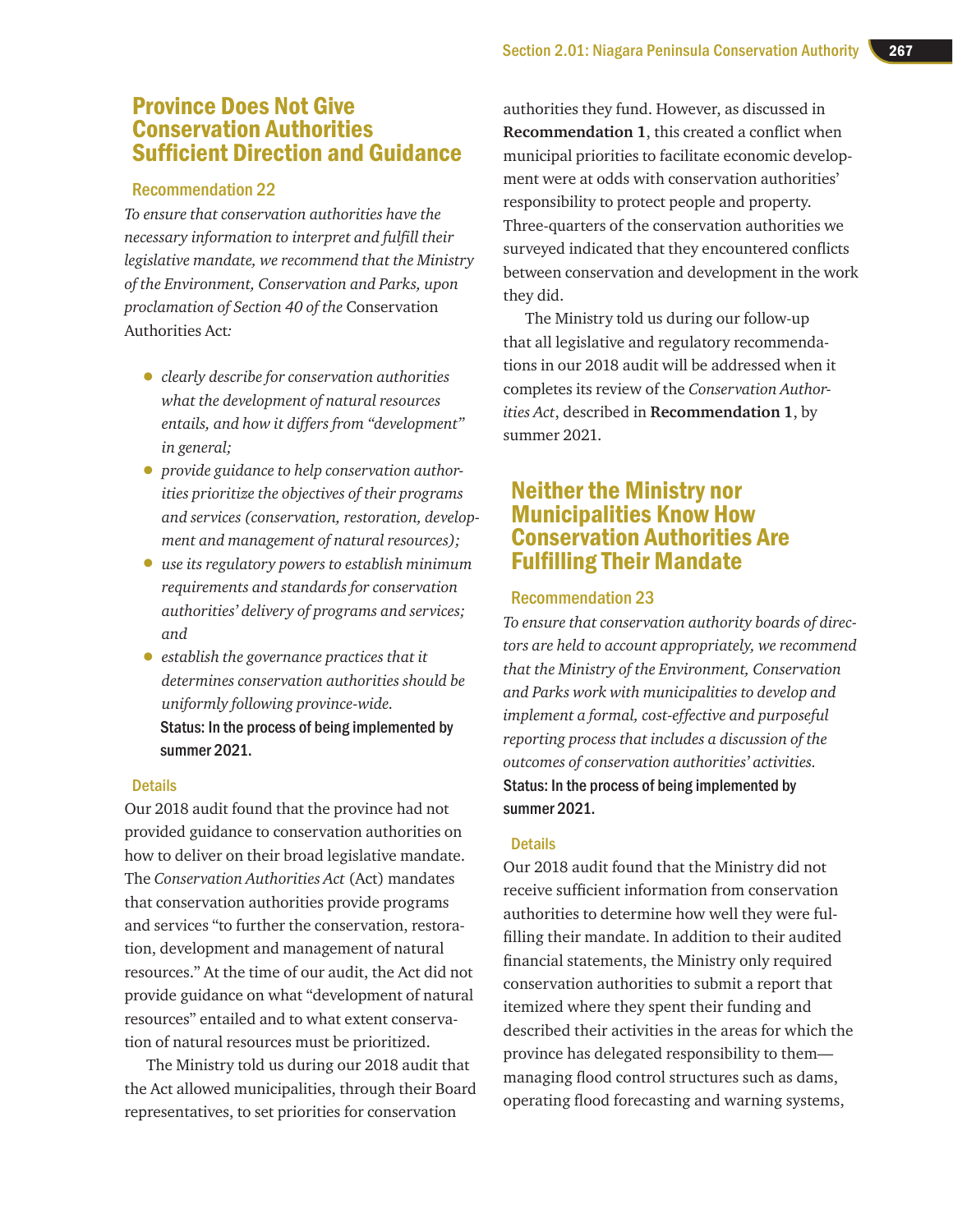## Province Does Not Give Conservation Authorities Sufficient Direction and Guidance

### Recommendation 22

*To ensure that conservation authorities have the necessary information to interpret and fulfill their legislative mandate, we recommend that the Ministry of the Environment, Conservation and Parks, upon proclamation of Section 40 of the* Conservation Authorities Act*:*

- *clearly describe for conservation authorities what the development of natural resources entails, and how it differs from "development" in general;*
- *provide guidance to help conservation authorities prioritize the objectives of their programs and services (conservation, restoration, development and management of natural resources);*
- *use its regulatory powers to establish minimum requirements and standards for conservation authorities' delivery of programs and services; and*
- *establish the governance practices that it determines conservation authorities should be uniformly following province-wide.*

**Status: In the process of being implemented by summer 2021.**

### Details

Our 2018 audit found that the province had not provided guidance to conservation authorities on how to deliver on their broad legislative mandate. The *Conservation Authorities Act* (Act) mandates that conservation authorities provide programs and services "to further the conservation, restoration, development and management of natural resources." At the time of our audit, the Act did not provide guidance on what "development of natural resources" entailed and to what extent conservation of natural resources must be prioritized.

The Ministry told us during our 2018 audit that the Act allowed municipalities, through their Board representatives, to set priorities for conservation authorities they fund. However, as discussed in **Recommendation 1**, this created a conflict when municipal priorities to facilitate economic development were at odds with conservation authorities' responsibility to protect people and property. Three-quarters of the conservation authorities we surveyed indicated that they encountered conflicts between conservation and development in the work they did.

The Ministry told us during our follow-up that all legislative and regulatory recommendations in our 2018 audit will be addressed when it completes its review of the *Conservation Authorities Act*, described in **Recommendation 1**, by summer 2021.

## Neither the Ministry nor Municipalities Know How Conservation Authorities Are Fulfilling Their Mandate

### Recommendation 23

*To ensure that conservation authority boards of directors are held to account appropriately, we recommend that the Ministry of the Environment, Conservation and Parks work with municipalities to develop and implement a formal, cost-effective and purposeful reporting process that includes a discussion of the outcomes of conservation authorities' activities.*

**Status: In the process of being implemented by summer 2021.**

### Details

Our 2018 audit found that the Ministry did not receive sufficient information from conservation authorities to determine how well they were fulfilling their mandate. In addition to their audited financial statements, the Ministry only required conservation authorities to submit a report that itemized where they spent their funding and described their activities in the areas for which the province has delegated responsibility to them—managing flood control structures such as dams, operating flood forecasting and warning systems,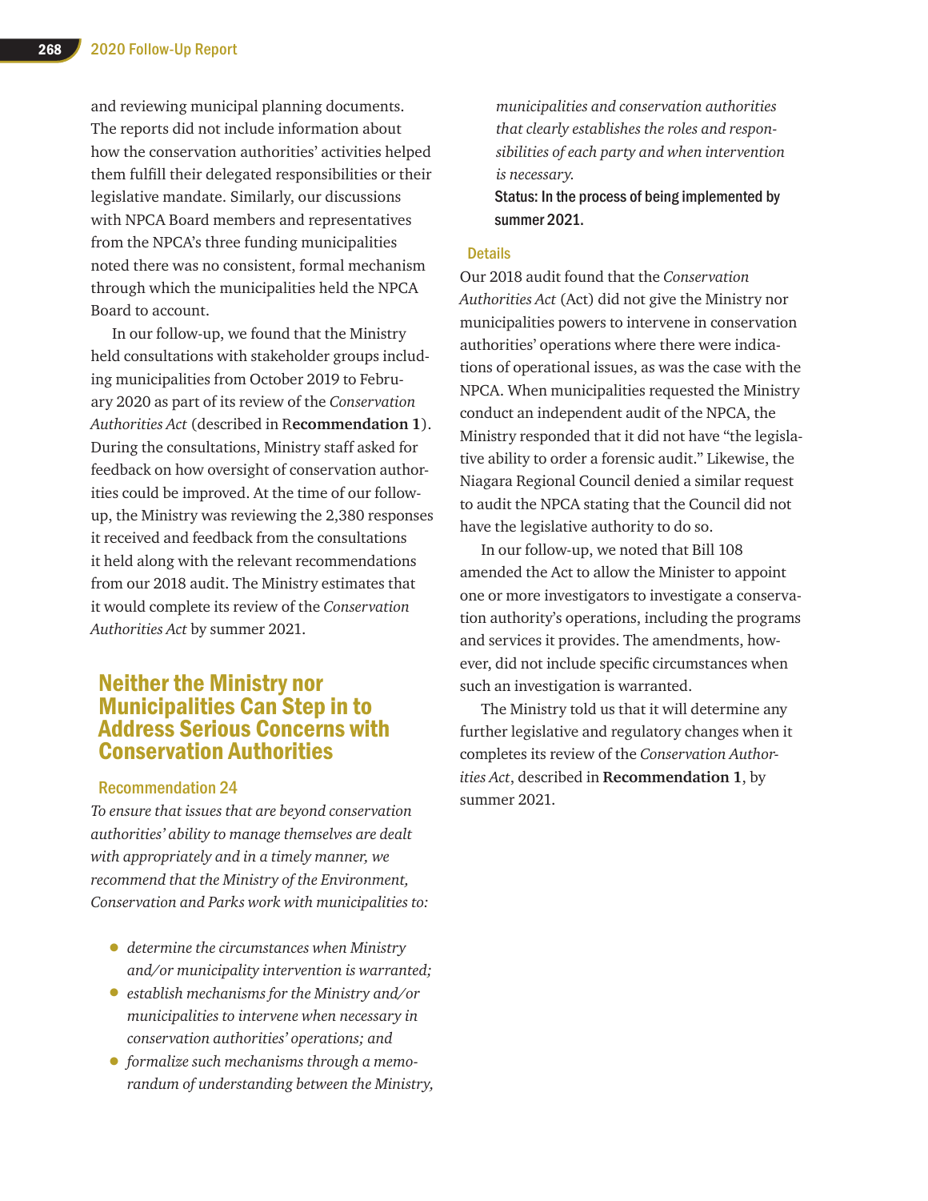and reviewing municipal planning documents. The reports did not include information about how the conservation authorities' activities helped them fulfill their delegated responsibilities or their legislative mandate. Similarly, our discussions with NPCA Board members and representatives from the NPCA's three funding municipalities noted there was no consistent, formal mechanism through which the municipalities held the NPCA Board to account.

In our follow-up, we found that the Ministry held consultations with stakeholder groups including municipalities from October 2019 to February 2020 as part of its review of the *Conservation Authorities Act* (described in **Recommendation 1**). During the consultations, Ministry staff asked for feedback on how oversight of conservation authorities could be improved. At the time of our follow-up, the Ministry was reviewing the 2,380 responses it received and feedback from the consultations it held along with the relevant recommendations from our 2018 audit. The Ministry estimates that it would complete its review of the *Conservation Authorities Act* by summer 2021.

## Neither the Ministry nor Municipalities Can Step in to Address Serious Concerns with Conservation Authorities

### Recommendation 24

*To ensure that issues that are beyond conservation authorities' ability to manage themselves are dealt with appropriately and in a timely manner, we recommend that the Ministry of the Environment, Conservation and Parks work with municipalities to:*

- *determine the circumstances when Ministry and/or municipality intervention is warranted;*
- *establish mechanisms for the Ministry and/or municipalities to intervene when necessary in conservation authorities' operations; and*
- *formalize such mechanisms through a memorandum of understanding between the Ministry, municipalities and conservation authorities that clearly establishes the roles and responsibilities of each party and when intervention is necessary.*

**Status: In the process of being implemented by summer 2021.**

### Details

Our 2018 audit found that the *Conservation Authorities Act* (Act) did not give the Ministry nor municipalities powers to intervene in conservation authorities' operations where there were indications of operational issues, as was the case with the NPCA. When municipalities requested the Ministry conduct an independent audit of the NPCA, the Ministry responded that it did not have "the legislative ability to order a forensic audit." Likewise, the Niagara Regional Council denied a similar request to audit the NPCA stating that the Council did not have the legislative authority to do so.

In our follow-up, we noted that Bill 108 amended the Act to allow the Minister to appoint one or more investigators to investigate a conservation authority's operations, including the programs and services it provides. The amendments, however, did not include specific circumstances when such an investigation is warranted.

The Ministry told us that it will determine any further legislative and regulatory changes when it completes its review of the *Conservation Authorities Act*, described in **Recommendation 1**, by summer 2021.